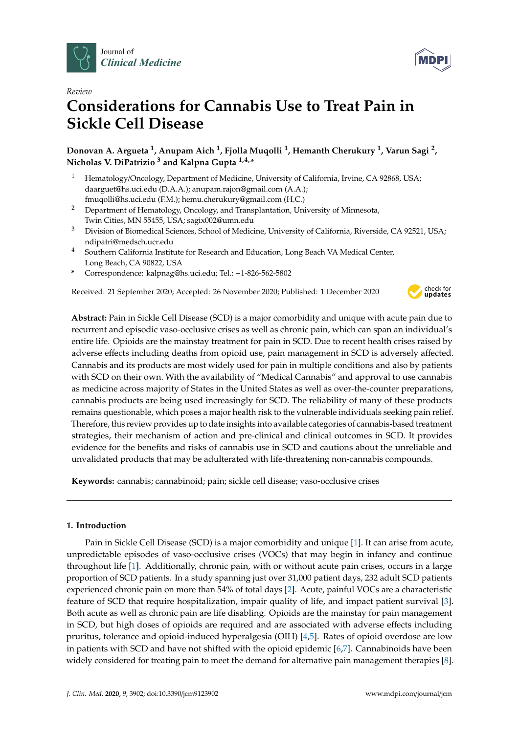*Review*

# Considerations for Cannabis Use to Treat Pain in Sickle Cell Disease

**Donovan A. Argueta [1], Anupam Aich [1], Fjolla Muqolli [1], Hemanth Cherukury [1], Varun Sagi [2], Nicholas V. DiPatrizio [3] and Kalpna Gupta [1,4,*]**

[1] Hematology/Oncology, Department of Medicine, University of California, Irvine, CA 92868, USA; daarguet@hs.uci.edu (D.A.A.); anupam.rajon@gmail.com (A.A.); fmuqolli@hs.uci.edu (F.M.); hemu.cherukury@gmail.com (H.C.)

[2] Department of Hematology, Oncology, and Transplantation, University of Minnesota, Twin Cities, MN 55455, USA; sagix002@umn.edu

[3] Division of Biomedical Sciences, School of Medicine, University of California, Riverside, CA 92521, USA; ndipatri@medsch.ucr.edu

[4] Southern California Institute for Research and Education, Long Beach VA Medical Center, Long Beach, CA 90822, USA

[*] Correspondence: kalpnag@hs.uci.edu; Tel.: +1-826-562-5802

Received: 21 September 2020; Accepted: 26 November 2020; Published: 1 December 2020

**Abstract:** Pain in Sickle Cell Disease (SCD) is a major comorbidity and unique with acute pain due to recurrent and episodic vaso-occlusive crises as well as chronic pain, which can span an individual's entire life. Opioids are the mainstay treatment for pain in SCD. Due to recent health crises raised by adverse effects including deaths from opioid use, pain management in SCD is adversely affected. Cannabis and its products are most widely used for pain in multiple conditions and also by patients with SCD on their own. With the availability of "Medical Cannabis" and approval to use cannabis as medicine across majority of States in the United States as well as over-the-counter preparations, cannabis products are being used increasingly for SCD. The reliability of many of these products remains questionable, which poses a major health risk to the vulnerable individuals seeking pain relief. Therefore, this review provides up to date insights into available categories of cannabis-based treatment strategies, their mechanism of action and pre-clinical and clinical outcomes in SCD. It provides evidence for the benefits and risks of cannabis use in SCD and cautions about the unreliable and unvalidated products that may be adulterated with life-threatening non-cannabis compounds.

**Keywords:** cannabis; cannabinoid; pain; sickle cell disease; vaso-occlusive crises

---

## 1. Introduction

Pain in Sickle Cell Disease (SCD) is a major comorbidity and unique [1]. It can arise from acute, unpredictable episodes of vaso-occlusive crises (VOCs) that may begin in infancy and continue throughout life [1]. Additionally, chronic pain, with or without acute pain crises, occurs in a large proportion of SCD patients. In a study spanning just over 31,000 patient days, 232 adult SCD patients experienced chronic pain on more than 54% of total days [2]. Acute, painful VOCs are a characteristic feature of SCD that require hospitalization, impair quality of life, and impact patient survival [3]. Both acute as well as chronic pain are life disabling. Opioids are the mainstay for pain management in SCD, but high doses of opioids are required and are associated with adverse effects including pruritus, tolerance and opioid-induced hyperalgesia (OIH) [4,5]. Rates of opioid overdose are low in patients with SCD and have not shifted with the opioid epidemic [6,7]. Cannabinoids have been widely considered for treating pain to meet the demand for alternative pain management therapies [8].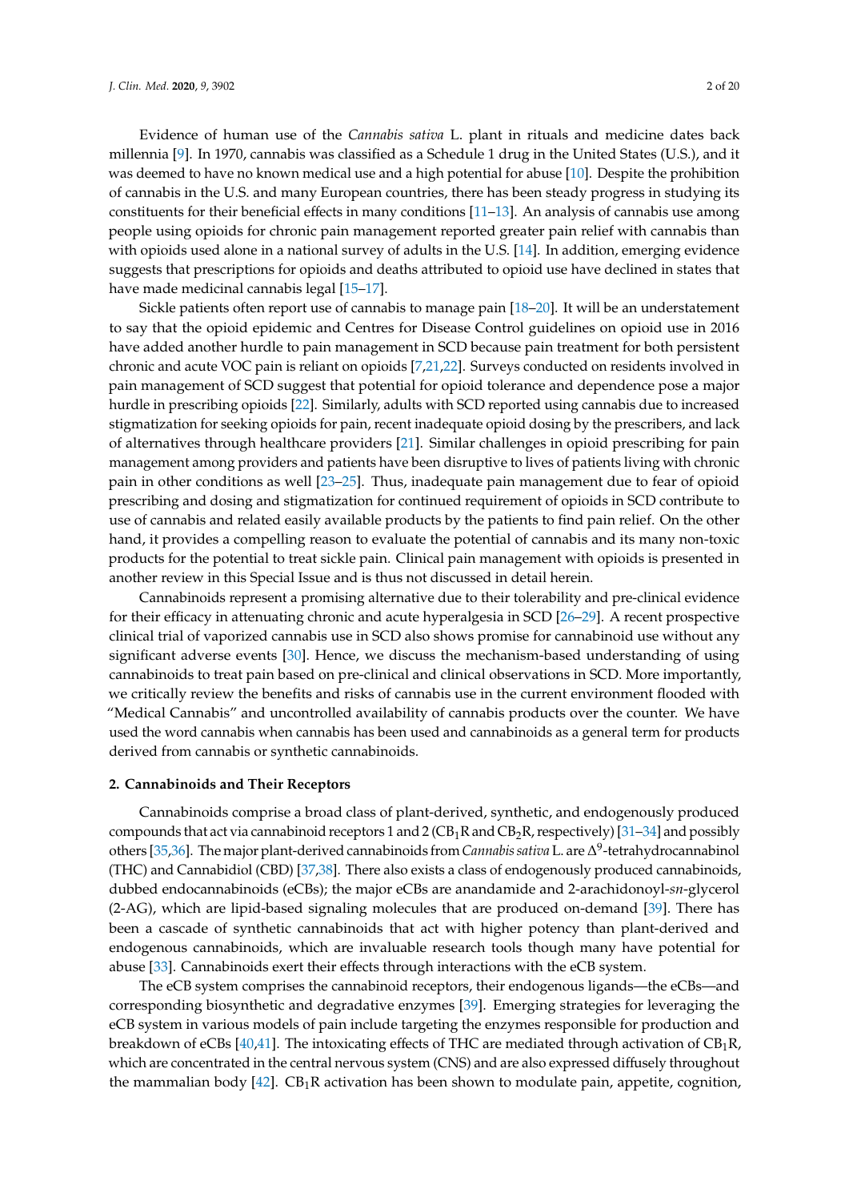Evidence of human use of the *Cannabis sativa* L. plant in rituals and medicine dates back millennia [9]. In 1970, cannabis was classified as a Schedule 1 drug in the United States (U.S.), and it was deemed to have no known medical use and a high potential for abuse [10]. Despite the prohibition of cannabis in the U.S. and many European countries, there has been steady progress in studying its constituents for their beneficial effects in many conditions [11–13]. An analysis of cannabis use among people using opioids for chronic pain management reported greater pain relief with cannabis than with opioids used alone in a national survey of adults in the U.S. [14]. In addition, emerging evidence suggests that prescriptions for opioids and deaths attributed to opioid use have declined in states that have made medicinal cannabis legal [15–17].

Sickle patients often report use of cannabis to manage pain [18–20]. It will be an understatement to say that the opioid epidemic and Centres for Disease Control guidelines on opioid use in 2016 have added another hurdle to pain management in SCD because pain treatment for both persistent chronic and acute VOC pain is reliant on opioids [7,21,22]. Surveys conducted on residents involved in pain management of SCD suggest that potential for opioid tolerance and dependence pose a major hurdle in prescribing opioids [22]. Similarly, adults with SCD reported using cannabis due to increased stigmatization for seeking opioids for pain, recent inadequate opioid dosing by the prescribers, and lack of alternatives through healthcare providers [21]. Similar challenges in opioid prescribing for pain management among providers and patients have been disruptive to lives of patients living with chronic pain in other conditions as well [23–25]. Thus, inadequate pain management due to fear of opioid prescribing and dosing and stigmatization for continued requirement of opioids in SCD contribute to use of cannabis and related easily available products by the patients to find pain relief. On the other hand, it provides a compelling reason to evaluate the potential of cannabis and its many non-toxic products for the potential to treat sickle pain. Clinical pain management with opioids is presented in another review in this Special Issue and is thus not discussed in detail herein.

Cannabinoids represent a promising alternative due to their tolerability and pre-clinical evidence for their efficacy in attenuating chronic and acute hyperalgesia in SCD [26–29]. A recent prospective clinical trial of vaporized cannabis use in SCD also shows promise for cannabinoid use without any significant adverse events [30]. Hence, we discuss the mechanism-based understanding of using cannabinoids to treat pain based on pre-clinical and clinical observations in SCD. More importantly, we critically review the benefits and risks of cannabis use in the current environment flooded with "Medical Cannabis" and uncontrolled availability of cannabis products over the counter. We have used the word cannabis when cannabis has been used and cannabinoids as a general term for products derived from cannabis or synthetic cannabinoids.

## 2. Cannabinoids and Their Receptors

Cannabinoids comprise a broad class of plant-derived, synthetic, and endogenously produced compounds that act via cannabinoid receptors 1 and 2 ($CB_1R$ and $CB_2R$, respectively) [31–34] and possibly others [35,36]. The major plant-derived cannabinoids from *Cannabis sativa* L. are $\Delta^9$-tetrahydrocannabinol (THC) and Cannabidiol (CBD) [37,38]. There also exists a class of endogenously produced cannabinoids, dubbed endocannabinoids (eCBs); the major eCBs are anandamide and 2-arachidonoyl-*sn*-glycerol (2-AG), which are lipid-based signaling molecules that are produced on-demand [39]. There has been a cascade of synthetic cannabinoids that act with higher potency than plant-derived and endogenous cannabinoids, which are invaluable research tools though many have potential for abuse [33]. Cannabinoids exert their effects through interactions with the eCB system.

The eCB system comprises the cannabinoid receptors, their endogenous ligands—the eCBs—and corresponding biosynthetic and degradative enzymes [39]. Emerging strategies for leveraging the eCB system in various models of pain include targeting the enzymes responsible for production and breakdown of eCBs [40,41]. The intoxicating effects of THC are mediated through activation of $CB_1R$, which are concentrated in the central nervous system (CNS) and are also expressed diffusely throughout the mammalian body [42]. $CB_1R$ activation has been shown to modulate pain, appetite, cognition,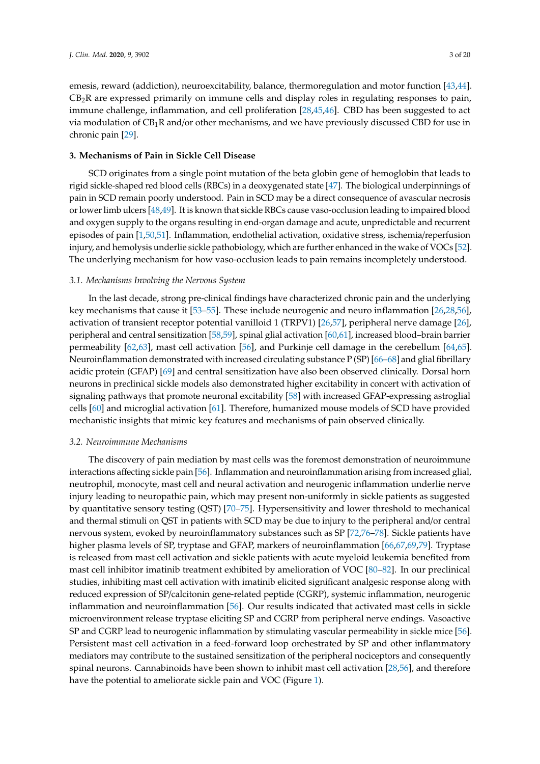emesis, reward (addiction), neuroexcitability, balance, thermoregulation and motor function [43,44]. $CB_2R$ are expressed primarily on immune cells and display roles in regulating responses to pain, immune challenge, inflammation, and cell proliferation [28,45,46]. CBD has been suggested to act via modulation of $CB_1R$ and/or other mechanisms, and we have previously discussed CBD for use in chronic pain [29].

## 3. Mechanisms of Pain in Sickle Cell Disease

SCD originates from a single point mutation of the beta globin gene of hemoglobin that leads to rigid sickle-shaped red blood cells (RBCs) in a deoxygenated state [47]. The biological underpinnings of pain in SCD remain poorly understood. Pain in SCD may be a direct consequence of avascular necrosis or lower limb ulcers [48,49]. It is known that sickle RBCs cause vaso-occlusion leading to impaired blood and oxygen supply to the organs resulting in end-organ damage and acute, unpredictable and recurrent episodes of pain [1,50,51]. Inflammation, endothelial activation, oxidative stress, ischemia/reperfusion injury, and hemolysis underlie sickle pathobiology, which are further enhanced in the wake of VOCs [52]. The underlying mechanism for how vaso-occlusion leads to pain remains incompletely understood.

### *3.1. Mechanisms Involving the Nervous System*

In the last decade, strong pre-clinical findings have characterized chronic pain and the underlying key mechanisms that cause it [53–55]. These include neurogenic and neuro inflammation [26,28,56], activation of transient receptor potential vanilloid 1 (TRPV1) [26,57], peripheral nerve damage [26], peripheral and central sensitization [58,59], spinal glial activation [60,61], increased blood–brain barrier permeability [62,63], mast cell activation [56], and Purkinje cell damage in the cerebellum [64,65]. Neuroinflammation demonstrated with increased circulating substance P (SP) [66–68] and glial fibrillary acidic protein (GFAP) [69] and central sensitization have also been observed clinically. Dorsal horn neurons in preclinical sickle models also demonstrated higher excitability in concert with activation of signaling pathways that promote neuronal excitability [58] with increased GFAP-expressing astroglial cells [60] and microglial activation [61]. Therefore, humanized mouse models of SCD have provided mechanistic insights that mimic key features and mechanisms of pain observed clinically.

### *3.2. Neuroimmune Mechanisms*

The discovery of pain mediation by mast cells was the foremost demonstration of neuroimmune interactions affecting sickle pain [56]. Inflammation and neuroinflammation arising from increased glial, neutrophil, monocyte, mast cell and neural activation and neurogenic inflammation underlie nerve injury leading to neuropathic pain, which may present non-uniformly in sickle patients as suggested by quantitative sensory testing (QST) [70–75]. Hypersensitivity and lower threshold to mechanical and thermal stimuli on QST in patients with SCD may be due to injury to the peripheral and/or central nervous system, evoked by neuroinflammatory substances such as SP [72,76–78]. Sickle patients have higher plasma levels of SP, tryptase and GFAP, markers of neuroinflammation [66,67,69,79]. Tryptase is released from mast cell activation and sickle patients with acute myeloid leukemia benefited from mast cell inhibitor imatinib treatment exhibited by amelioration of VOC [80–82]. In our preclinical studies, inhibiting mast cell activation with imatinib elicited significant analgesic response along with reduced expression of SP/calcitonin gene-related peptide (CGRP), systemic inflammation, neurogenic inflammation and neuroinflammation [56]. Our results indicated that activated mast cells in sickle microenvironment release tryptase eliciting SP and CGRP from peripheral nerve endings. Vasoactive SP and CGRP lead to neurogenic inflammation by stimulating vascular permeability in sickle mice [56]. Persistent mast cell activation in a feed-forward loop orchestrated by SP and other inflammatory mediators may contribute to the sustained sensitization of the peripheral nociceptors and consequently spinal neurons. Cannabinoids have been shown to inhibit mast cell activation [28,56], and therefore have the potential to ameliorate sickle pain and VOC (Figure 1).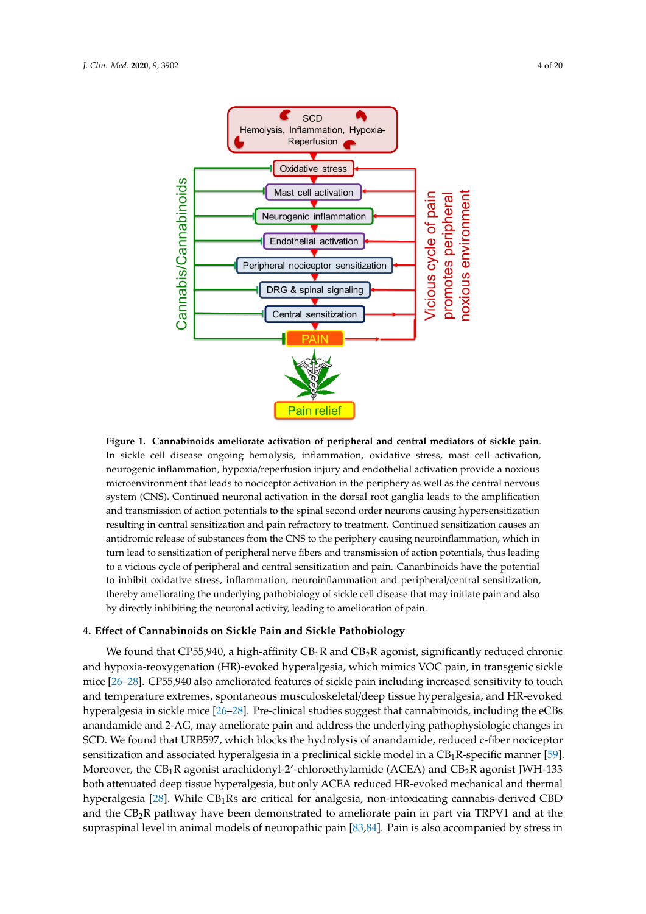**Figure 1. Cannabinoids ameliorate activation of peripheral and central mediators of sickle pain.** In sickle cell disease ongoing hemolysis, inflammation, oxidative stress, mast cell activation, neurogenic inflammation, hypoxia/reperfusion injury and endothelial activation provide a noxious microenvironment that leads to nociceptor activation in the periphery as well as the central nervous system (CNS). Continued neuronal activation in the dorsal root ganglia leads to the amplification and transmission of action potentials to the spinal second order neurons causing hypersensitization resulting in central sensitization and pain refractory to treatment. Continued sensitization causes an antidromic release of substances from the CNS to the periphery causing neuroinflammation, which in turn lead to sensitization of peripheral nerve fibers and transmission of action potentials, thus leading to a vicious cycle of peripheral and central sensitization and pain. Cananbinoids have the potential to inhibit oxidative stress, inflammation, neuroinflammation and peripheral/central sensitization, thereby ameliorating the underlying pathobiology of sickle cell disease that may initiate pain and also by directly inhibiting the neuronal activity, leading to amelioration of pain.

## 4. Effect of Cannabinoids on Sickle Pain and Sickle Pathobiology

We found that CP55,940, a high-affinity $CB_1R$ and $CB_2R$ agonist, significantly reduced chronic and hypoxia-reoxygenation (HR)-evoked hyperalgesia, which mimics VOC pain, in transgenic sickle mice [26–28]. CP55,940 also ameliorated features of sickle pain including increased sensitivity to touch and temperature extremes, spontaneous musculoskeletal/deep tissue hyperalgesia, and HR-evoked hyperalgesia in sickle mice [26–28]. Pre-clinical studies suggest that cannabinoids, including the eCBs anandamide and 2-AG, may ameliorate pain and address the underlying pathophysiologic changes in SCD. We found that URB597, which blocks the hydrolysis of anandamide, reduced c-fiber nociceptor sensitization and associated hyperalgesia in a preclinical sickle model in a $CB_1R$-specific manner [59]. Moreover, the $CB_1R$ agonist arachidonyl-2′-chloroethylamide (ACEA) and $CB_2R$ agonist JWH-133 both attenuated deep tissue hyperalgesia, but only ACEA reduced HR-evoked mechanical and thermal hyperalgesia [28]. While $CB_1Rs$ are critical for analgesia, non-intoxicating cannabis-derived CBD and the $CB_2R$ pathway have been demonstrated to ameliorate pain in part via TRPV1 and at the supraspinal level in animal models of neuropathic pain [83,84]. Pain is also accompanied by stress in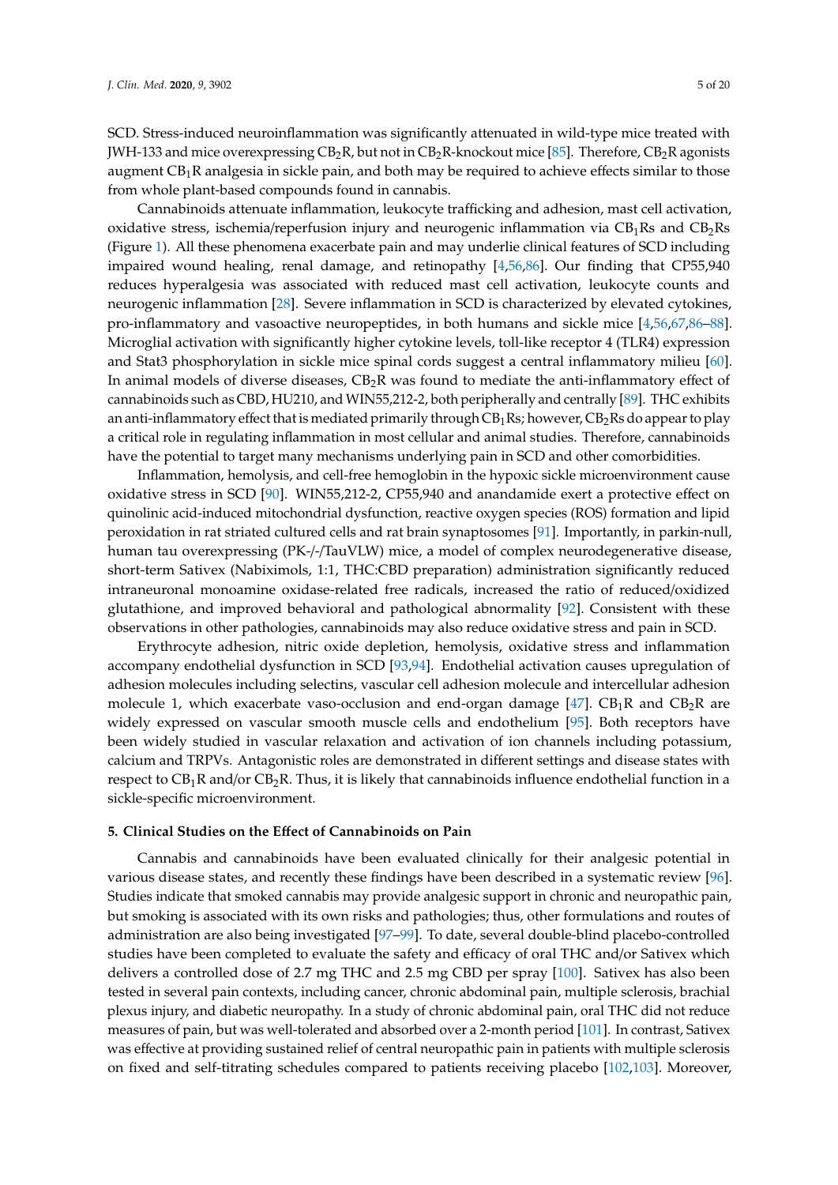SCD. Stress-induced neuroinflammation was significantly attenuated in wild-type mice treated with JWH-133 and mice overexpressing $CB_2R$, but not in $CB_2R$-knockout mice [85]. Therefore, $CB_2R$ agonists augment $CB_1R$ analgesia in sickle pain, and both may be required to achieve effects similar to those from whole plant-based compounds found in cannabis.

Cannabinoids attenuate inflammation, leukocyte trafficking and adhesion, mast cell activation, oxidative stress, ischemia/reperfusion injury and neurogenic inflammation via $CB_1Rs$ and $CB_2Rs$ (Figure 1). All these phenomena exacerbate pain and may underlie clinical features of SCD including impaired wound healing, renal damage, and retinopathy [4,56,86]. Our finding that CP55,940 reduces hyperalgesia was associated with reduced mast cell activation, leukocyte counts and neurogenic inflammation [28]. Severe inflammation in SCD is characterized by elevated cytokines, pro-inflammatory and vasoactive neuropeptides, in both humans and sickle mice [4,56,67,86–88]. Microglial activation with significantly higher cytokine levels, toll-like receptor 4 (TLR4) expression and Stat3 phosphorylation in sickle mice spinal cords suggest a central inflammatory milieu [60]. In animal models of diverse diseases, $CB_2R$ was found to mediate the anti-inflammatory effect of cannabinoids such as CBD, HU210, and WIN55,212-2, both peripherally and centrally [89]. THC exhibits an anti-inflammatory effect that is mediated primarily through $CB_1Rs$; however, $CB_2Rs$ do appear to play a critical role in regulating inflammation in most cellular and animal studies. Therefore, cannabinoids have the potential to target many mechanisms underlying pain in SCD and other comorbidities.

Inflammation, hemolysis, and cell-free hemoglobin in the hypoxic sickle microenvironment cause oxidative stress in SCD [90]. WIN55,212-2, CP55,940 and anandamide exert a protective effect on quinolinic acid-induced mitochondrial dysfunction, reactive oxygen species (ROS) formation and lipid peroxidation in rat striated cultured cells and rat brain synaptosomes [91]. Importantly, in parkin-null, human tau overexpressing (PK-/-/TauVLW) mice, a model of complex neurodegenerative disease, short-term Sativex (Nabiximols, 1:1, THC:CBD preparation) administration significantly reduced intraneuronal monoamine oxidase-related free radicals, increased the ratio of reduced/oxidized glutathione, and improved behavioral and pathological abnormality [92]. Consistent with these observations in other pathologies, cannabinoids may also reduce oxidative stress and pain in SCD.

Erythrocyte adhesion, nitric oxide depletion, hemolysis, oxidative stress and inflammation accompany endothelial dysfunction in SCD [93,94]. Endothelial activation causes upregulation of adhesion molecules including selectins, vascular cell adhesion molecule and intercellular adhesion molecule 1, which exacerbate vaso-occlusion and end-organ damage [47]. $CB_1R$ and $CB_2R$ are widely expressed on vascular smooth muscle cells and endothelium [95]. Both receptors have been widely studied in vascular relaxation and activation of ion channels including potassium, calcium and TRPVs. Antagonistic roles are demonstrated in different settings and disease states with respect to $CB_1R$ and/or $CB_2R$. Thus, it is likely that cannabinoids influence endothelial function in a sickle-specific microenvironment.

## 5. Clinical Studies on the Effect of Cannabinoids on Pain

Cannabis and cannabinoids have been evaluated clinically for their analgesic potential in various disease states, and recently these findings have been described in a systematic review [96]. Studies indicate that smoked cannabis may provide analgesic support in chronic and neuropathic pain, but smoking is associated with its own risks and pathologies; thus, other formulations and routes of administration are also being investigated [97–99]. To date, several double-blind placebo-controlled studies have been completed to evaluate the safety and efficacy of oral THC and/or Sativex which delivers a controlled dose of 2.7 mg THC and 2.5 mg CBD per spray [100]. Sativex has also been tested in several pain contexts, including cancer, chronic abdominal pain, multiple sclerosis, brachial plexus injury, and diabetic neuropathy. In a study of chronic abdominal pain, oral THC did not reduce measures of pain, but was well-tolerated and absorbed over a 2-month period [101]. In contrast, Sativex was effective at providing sustained relief of central neuropathic pain in patients with multiple sclerosis on fixed and self-titrating schedules compared to patients receiving placebo [102,103]. Moreover,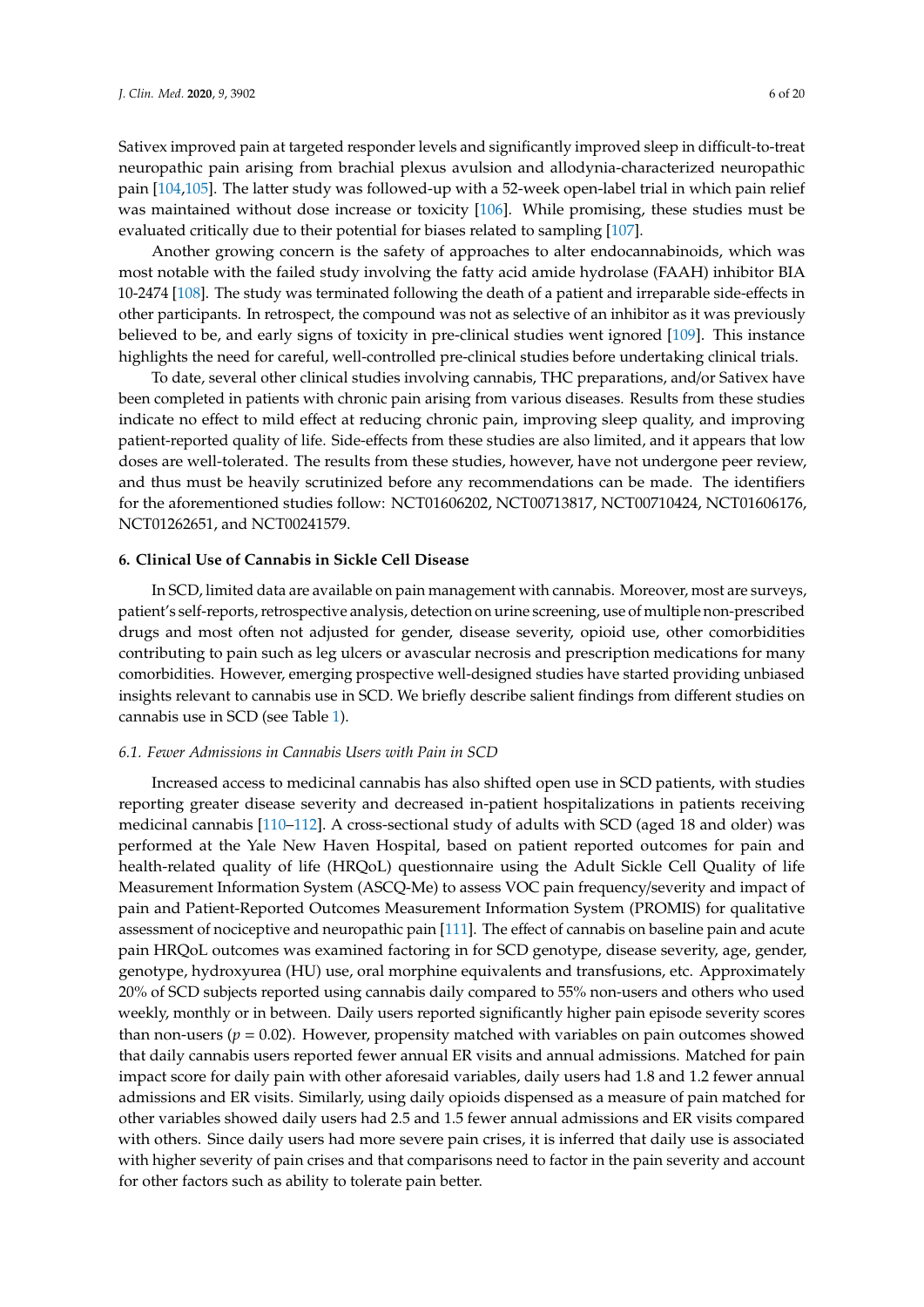Sativex improved pain at targeted responder levels and significantly improved sleep in difficult-to-treat neuropathic pain arising from brachial plexus avulsion and allodynia-characterized neuropathic pain [104,105]. The latter study was followed-up with a 52-week open-label trial in which pain relief was maintained without dose increase or toxicity [106]. While promising, these studies must be evaluated critically due to their potential for biases related to sampling [107].

Another growing concern is the safety of approaches to alter endocannabinoids, which was most notable with the failed study involving the fatty acid amide hydrolase (FAAH) inhibitor BIA 10-2474 [108]. The study was terminated following the death of a patient and irreparable side-effects in other participants. In retrospect, the compound was not as selective of an inhibitor as it was previously believed to be, and early signs of toxicity in pre-clinical studies went ignored [109]. This instance highlights the need for careful, well-controlled pre-clinical studies before undertaking clinical trials.

To date, several other clinical studies involving cannabis, THC preparations, and/or Sativex have been completed in patients with chronic pain arising from various diseases. Results from these studies indicate no effect to mild effect at reducing chronic pain, improving sleep quality, and improving patient-reported quality of life. Side-effects from these studies are also limited, and it appears that low doses are well-tolerated. The results from these studies, however, have not undergone peer review, and thus must be heavily scrutinized before any recommendations can be made. The identifiers for the aforementioned studies follow: NCT01606202, NCT00713817, NCT00710424, NCT01606176, NCT01262651, and NCT00241579.

## 6. Clinical Use of Cannabis in Sickle Cell Disease

In SCD, limited data are available on pain management with cannabis. Moreover, most are surveys, patient's self-reports, retrospective analysis, detection on urine screening, use of multiple non-prescribed drugs and most often not adjusted for gender, disease severity, opioid use, other comorbidities contributing to pain such as leg ulcers or avascular necrosis and prescription medications for many comorbidities. However, emerging prospective well-designed studies have started providing unbiased insights relevant to cannabis use in SCD. We briefly describe salient findings from different studies on cannabis use in SCD (see Table 1).

### *6.1. Fewer Admissions in Cannabis Users with Pain in SCD*

Increased access to medicinal cannabis has also shifted open use in SCD patients, with studies reporting greater disease severity and decreased in-patient hospitalizations in patients receiving medicinal cannabis [110–112]. A cross-sectional study of adults with SCD (aged 18 and older) was performed at the Yale New Haven Hospital, based on patient reported outcomes for pain and health-related quality of life (HRQoL) questionnaire using the Adult Sickle Cell Quality of life Measurement Information System (ASCQ-Me) to assess VOC pain frequency/severity and impact of pain and Patient-Reported Outcomes Measurement Information System (PROMIS) for qualitative assessment of nociceptive and neuropathic pain [111]. The effect of cannabis on baseline pain and acute pain HRQoL outcomes was examined factoring in for SCD genotype, disease severity, age, gender, genotype, hydroxyurea (HU) use, oral morphine equivalents and transfusions, etc. Approximately 20% of SCD subjects reported using cannabis daily compared to 55% non-users and others who used weekly, monthly or in between. Daily users reported significantly higher pain episode severity scores than non-users ($p = 0.02$). However, propensity matched with variables on pain outcomes showed that daily cannabis users reported fewer annual ER visits and annual admissions. Matched for pain impact score for daily pain with other aforesaid variables, daily users had 1.8 and 1.2 fewer annual admissions and ER visits. Similarly, using daily opioids dispensed as a measure of pain matched for other variables showed daily users had 2.5 and 1.5 fewer annual admissions and ER visits compared with others. Since daily users had more severe pain crises, it is inferred that daily use is associated with higher severity of pain crises and that comparisons need to factor in the pain severity and account for other factors such as ability to tolerate pain better.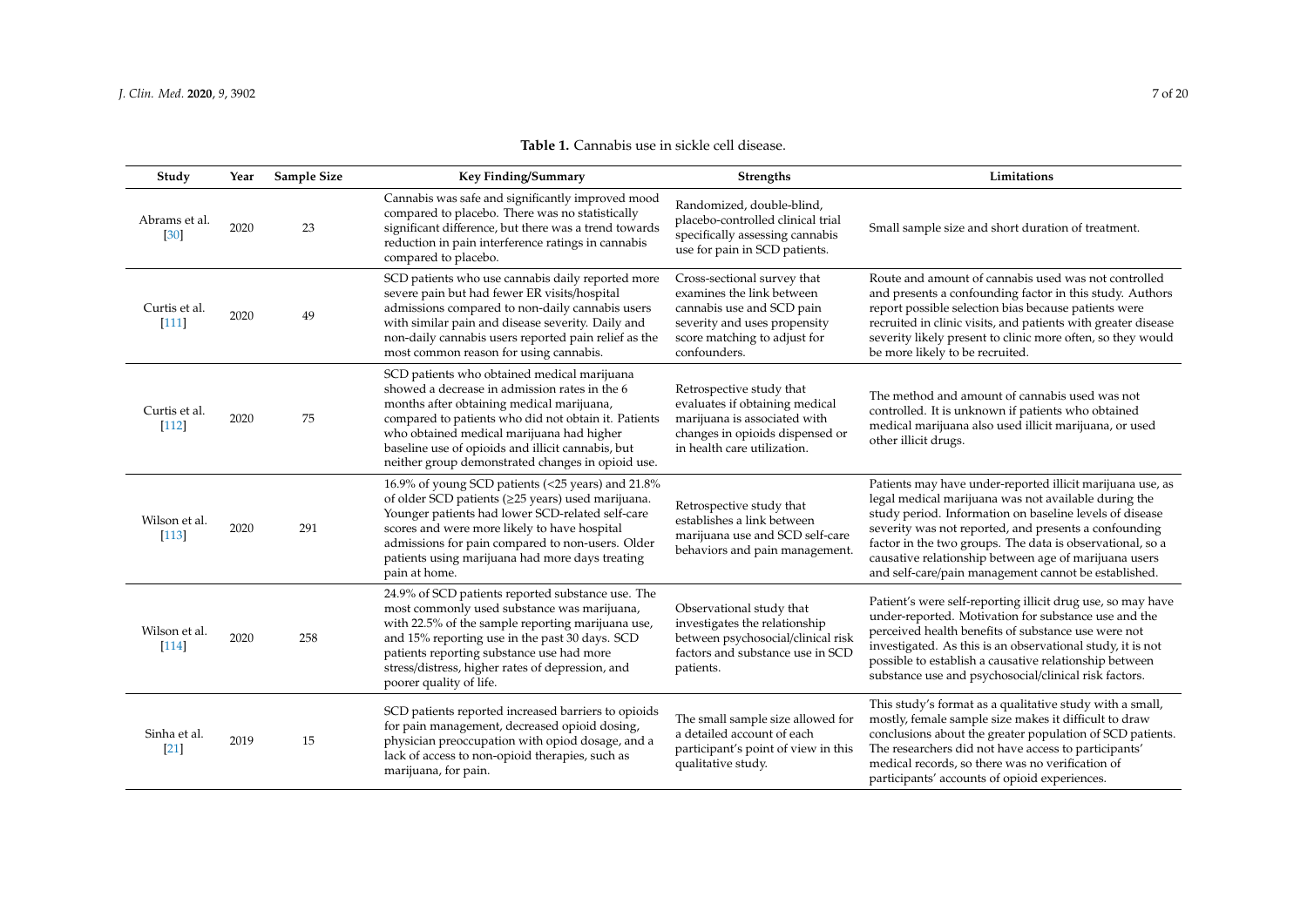**Table 1.** Cannabis use in sickle cell disease.

| Study | Year | Sample Size | Key Finding/Summary | Strengths | Limitations |
|---|---|---|---|---|---|
| Abrams et al. [30] | 2020 | 23 | Cannabis was safe and significantly improved mood compared to placebo. There was no statistically significant difference, but there was a trend towards reduction in pain interference ratings in cannabis compared to placebo. | Randomized, double-blind, placebo-controlled clinical trial specifically assessing cannabis use for pain in SCD patients. | Small sample size and short duration of treatment. |
| Curtis et al. [111] | 2020 | 49 | SCD patients who use cannabis daily reported more severe pain but had fewer ER visits/hospital admissions compared to non-daily cannabis users with similar pain and disease severity. Daily and non-daily cannabis users reported pain relief as the most common reason for using cannabis. | Cross-sectional survey that examines the link between cannabis use and SCD pain severity and uses propensity score matching to adjust for confounders. | Route and amount of cannabis used was not controlled and presents a confounding factor in this study. Authors report possible selection bias because patients were recruited in clinic visits, and patients with greater disease severity likely present to clinic more often, so they would be more likely to be recruited. |
| Curtis et al. [112] | 2020 | 75 | SCD patients who obtained medical marijuana showed a decrease in admission rates in the 6 months after obtaining medical marijuana, compared to patients who did not obtain it. Patients who obtained medical marijuana had higher baseline use of opioids and illicit cannabis, but neither group demonstrated changes in opioid use. | Retrospective study that evaluates if obtaining medical marijuana is associated with changes in opioids dispensed or in health care utilization. | The method and amount of cannabis used was not controlled. It is unknown if patients who obtained medical marijuana also used illicit marijuana, or used other illicit drugs. |
| Wilson et al. [113] | 2020 | 291 | 16.9% of young SCD patients (<25 years) and 21.8% of older SCD patients (≥25 years) used marijuana. Younger patients had lower SCD-related self-care scores and were more likely to have hospital admissions for pain compared to non-users. Older patients using marijuana had more days treating pain at home. | Retrospective study that establishes a link between marijuana use and SCD self-care behaviors and pain management. | Patients may have under-reported illicit marijuana use, as legal medical marijuana was not available during the study period. Information on baseline levels of disease severity was not reported, and presents a confounding factor in the two groups. The data is observational, so a causative relationship between age of marijuana users and self-care/pain management cannot be established. |
| Wilson et al. [114] | 2020 | 258 | 24.9% of SCD patients reported substance use. The most commonly used substance was marijuana, with 22.5% of the sample reporting marijuana use, and 15% reporting use in the past 30 days. SCD patients reporting substance use had more stress/distress, higher rates of depression, and poorer quality of life. | Observational study that investigates the relationship between psychosocial/clinical risk factors and substance use in SCD patients. | Patient's were self-reporting illicit drug use, so may have under-reported. Motivation for substance use and the perceived health benefits of substance use were not investigated. As this is an observational study, it is not possible to establish a causative relationship between substance use and psychosocial/clinical risk factors. |
| Sinha et al. [21] | 2019 | 15 | SCD patients reported increased barriers to opioids for pain management, decreased opioid dosing, physician preoccupation with opiod dosage, and a lack of access to non-opioid therapies, such as marijuana, for pain. | The small sample size allowed for a detailed account of each participant's point of view in this qualitative study. | This study's format as a qualitative study with a small, mostly, female sample size makes it difficult to draw conclusions about the greater population of SCD patients. The researchers did not have access to participants' medical records, so there was no verification of participants' accounts of opioid experiences. |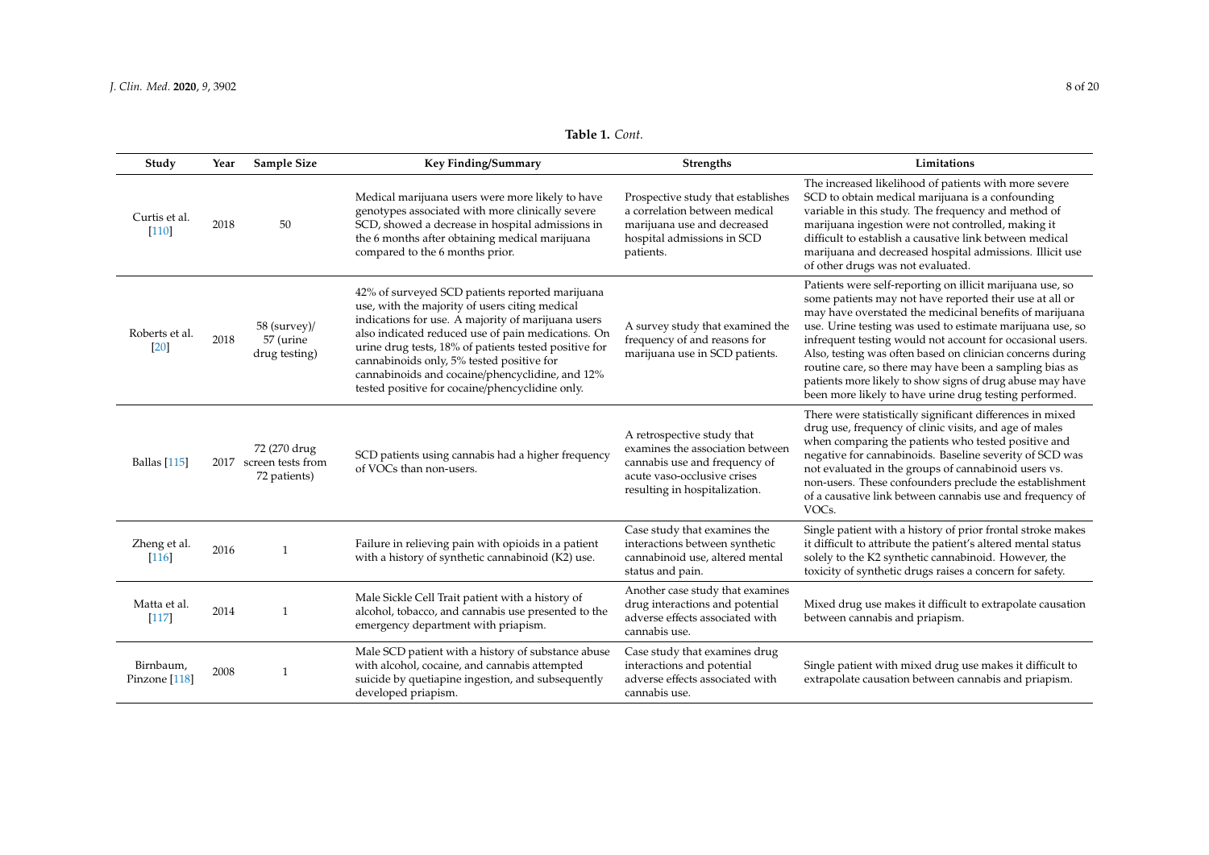**Table 1.** *Cont.*

| Study | Year | Sample Size | Key Finding/Summary | Strengths | Limitations |
|---|---|---|---|---|---|
| Curtis et al. [110] | 2018 | 50 | Medical marijuana users were more likely to have genotypes associated with more clinically severe SCD, showed a decrease in hospital admissions in the 6 months after obtaining medical marijuana compared to the 6 months prior. | Prospective study that establishes a correlation between medical marijuana use and decreased hospital admissions in SCD patients. | The increased likelihood of patients with more severe SCD to obtain medical marijuana is a confounding variable in this study. The frequency and method of marijuana ingestion were not controlled, making it difficult to establish a causative link between medical marijuana and decreased hospital admissions. Illicit use of other drugs was not evaluated. |
| Roberts et al. [20] | 2018 | 58 (survey)/ 57 (urine drug testing) | 42% of surveyed SCD patients reported marijuana use, with the majority of users citing medical indications for use. A majority of marijuana users also indicated reduced use of pain medications. On urine drug tests, 18% of patients tested positive for cannabinoids only, 5% tested positive for cannabinoids and cocaine/phencyclidine, and 12% tested positive for cocaine/phencyclidine only. | A survey study that examined the frequency of and reasons for marijuana use in SCD patients. | Patients were self-reporting on illicit marijuana use, so some patients may not have reported their use at all or may have overstated the medicinal benefits of marijuana use. Urine testing was used to estimate marijuana use, so infrequent testing would not account for occasional users. Also, testing was often based on clinician concerns during routine care, so there may have been a sampling bias as patients more likely to show signs of drug abuse may have been more likely to have urine drug testing performed. |
| Ballas [115] | 2017 | 72 (270 drug screen tests from 72 patients) | SCD patients using cannabis had a higher frequency of VOCs than non-users. | A retrospective study that examines the association between cannabis use and frequency of acute vaso-occlusive crises resulting in hospitalization. | There were statistically significant differences in mixed drug use, frequency of clinic visits, and age of males when comparing the patients who tested positive and negative for cannabinoids. Baseline severity of SCD was not evaluated in the groups of cannabinoid users vs. non-users. These confounders preclude the establishment of a causative link between cannabis use and frequency of VOCs. |
| Zheng et al. [116] | 2016 | 1 | Failure in relieving pain with opioids in a patient with a history of synthetic cannabinoid (K2) use. | Case study that examines the interactions between synthetic cannabinoid use, altered mental status and pain. | Single patient with a history of prior frontal stroke makes it difficult to attribute the patient's altered mental status solely to the K2 synthetic cannabinoid. However, the toxicity of synthetic drugs raises a concern for safety. |
| Matta et al. [117] | 2014 | 1 | Male Sickle Cell Trait patient with a history of alcohol, tobacco, and cannabis use presented to the emergency department with priapism. | Another case study that examines drug interactions and potential adverse effects associated with cannabis use. | Mixed drug use makes it difficult to extrapolate causation between cannabis and priapism. |
| Birnbaum, Pinzone [118] | 2008 | 1 | Male SCD patient with a history of substance abuse with alcohol, cocaine, and cannabis attempted suicide by quetiapine ingestion, and subsequently developed priapism. | Case study that examines drug interactions and potential adverse effects associated with cannabis use. | Single patient with mixed drug use makes it difficult to extrapolate causation between cannabis and priapism. |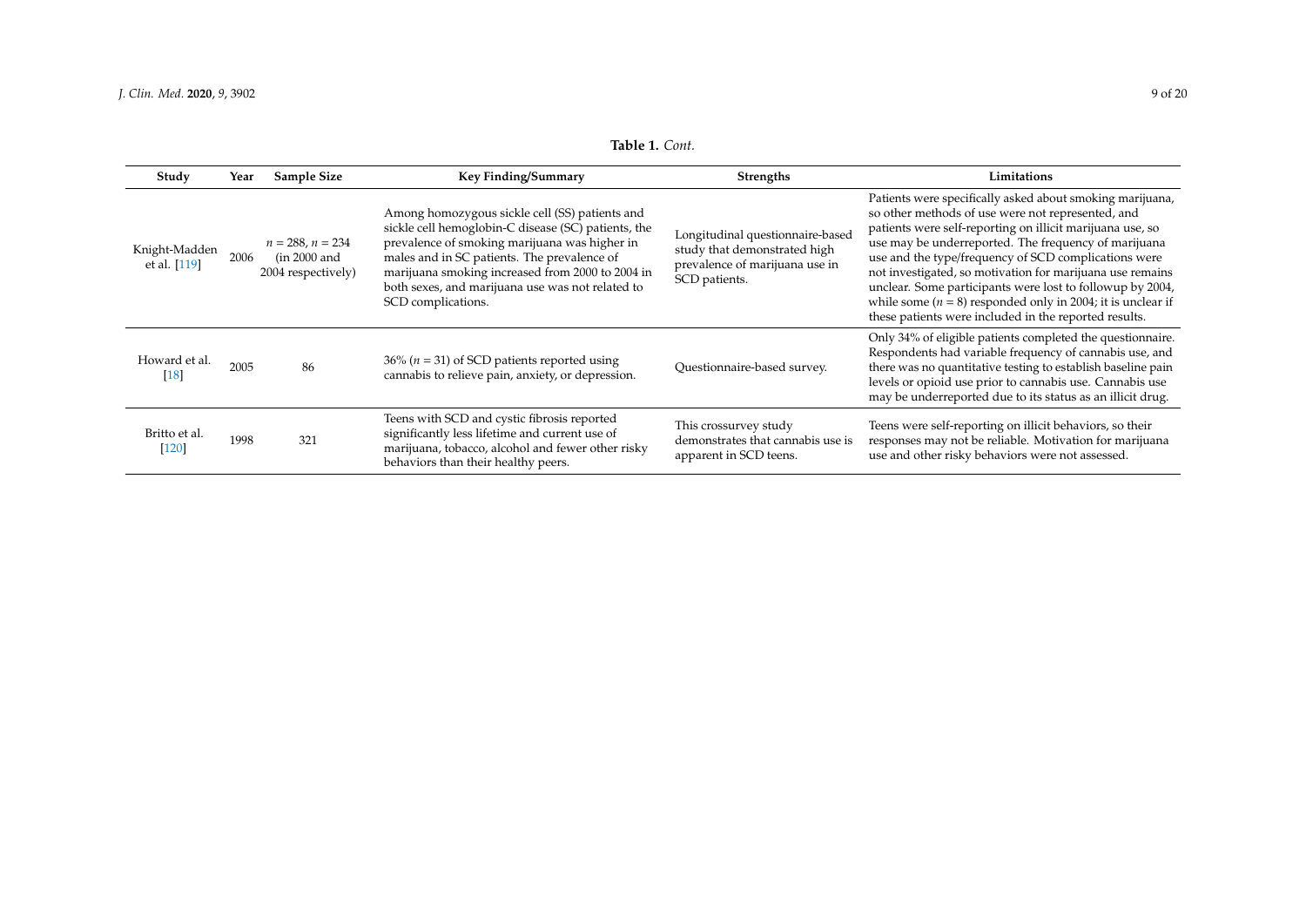**Table 1.** *Cont.*

| Study | Year | Sample Size | Key Finding/Summary | Strengths | Limitations |
|---|---|---|---|---|---|
| Knight-Madden et al. [119] | 2006 | $n = 288$, $n = 234$ (in 2000 and 2004 respectively) | Among homozygous sickle cell (SS) patients and sickle cell hemoglobin-C disease (SC) patients, the prevalence of smoking marijuana was higher in males and in SC patients. The prevalence of marijuana smoking increased from 2000 to 2004 in both sexes, and marijuana use was not related to SCD complications. | Longitudinal questionnaire-based study that demonstrated high prevalence of marijuana use in SCD patients. | Patients were specifically asked about smoking marijuana, so other methods of use were not represented, and patients were self-reporting on illicit marijuana use, so use may be underreported. The frequency of marijuana use and the type/frequency of SCD complications were not investigated, so motivation for marijuana use remains unclear. Some participants were lost to followup by 2004, while some ($n = 8$) responded only in 2004; it is unclear if these patients were included in the reported results. |
| Howard et al. [18] | 2005 | 86 | 36% ($n = 31$) of SCD patients reported using cannabis to relieve pain, anxiety, or depression. | Questionnaire-based survey. | Only 34% of eligible patients completed the questionnaire. Respondents had variable frequency of cannabis use, and there was no quantitative testing to establish baseline pain levels or opioid use prior to cannabis use. Cannabis use may be underreported due to its status as an illicit drug. |
| Britto et al. [120] | 1998 | 321 | Teens with SCD and cystic fibrosis reported significantly less lifetime and current use of marijuana, tobacco, alcohol and fewer other risky behaviors than their healthy peers. | This crossurvey study demonstrates that cannabis use is apparent in SCD teens. | Teens were self-reporting on illicit behaviors, so their responses may not be reliable. Motivation for marijuana use and other risky behaviors were not assessed. |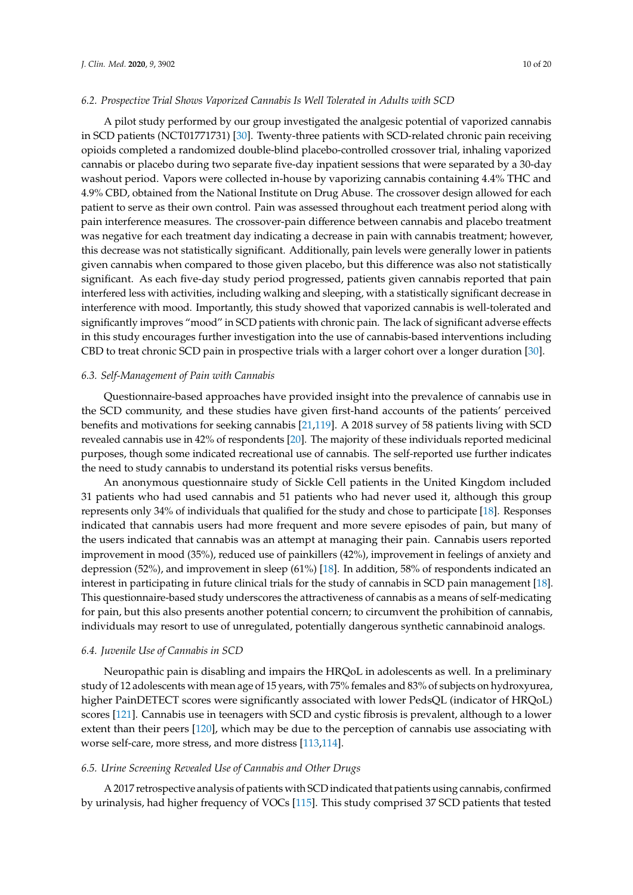### *6.2. Prospective Trial Shows Vaporized Cannabis Is Well Tolerated in Adults with SCD*

A pilot study performed by our group investigated the analgesic potential of vaporized cannabis in SCD patients (NCT01771731) [30]. Twenty-three patients with SCD-related chronic pain receiving opioids completed a randomized double-blind placebo-controlled crossover trial, inhaling vaporized cannabis or placebo during two separate five-day inpatient sessions that were separated by a 30-day washout period. Vapors were collected in-house by vaporizing cannabis containing 4.4% THC and 4.9% CBD, obtained from the National Institute on Drug Abuse. The crossover design allowed for each patient to serve as their own control. Pain was assessed throughout each treatment period along with pain interference measures. The crossover-pain difference between cannabis and placebo treatment was negative for each treatment day indicating a decrease in pain with cannabis treatment; however, this decrease was not statistically significant. Additionally, pain levels were generally lower in patients given cannabis when compared to those given placebo, but this difference was also not statistically significant. As each five-day study period progressed, patients given cannabis reported that pain interfered less with activities, including walking and sleeping, with a statistically significant decrease in interference with mood. Importantly, this study showed that vaporized cannabis is well-tolerated and significantly improves "mood" in SCD patients with chronic pain. The lack of significant adverse effects in this study encourages further investigation into the use of cannabis-based interventions including CBD to treat chronic SCD pain in prospective trials with a larger cohort over a longer duration [30].

### *6.3. Self-Management of Pain with Cannabis*

Questionnaire-based approaches have provided insight into the prevalence of cannabis use in the SCD community, and these studies have given first-hand accounts of the patients' perceived benefits and motivations for seeking cannabis [21,119]. A 2018 survey of 58 patients living with SCD revealed cannabis use in 42% of respondents [20]. The majority of these individuals reported medicinal purposes, though some indicated recreational use of cannabis. The self-reported use further indicates the need to study cannabis to understand its potential risks versus benefits.

An anonymous questionnaire study of Sickle Cell patients in the United Kingdom included 31 patients who had used cannabis and 51 patients who had never used it, although this group represents only 34% of individuals that qualified for the study and chose to participate [18]. Responses indicated that cannabis users had more frequent and more severe episodes of pain, but many of the users indicated that cannabis was an attempt at managing their pain. Cannabis users reported improvement in mood (35%), reduced use of painkillers (42%), improvement in feelings of anxiety and depression (52%), and improvement in sleep (61%) [18]. In addition, 58% of respondents indicated an interest in participating in future clinical trials for the study of cannabis in SCD pain management [18]. This questionnaire-based study underscores the attractiveness of cannabis as a means of self-medicating for pain, but this also presents another potential concern; to circumvent the prohibition of cannabis, individuals may resort to use of unregulated, potentially dangerous synthetic cannabinoid analogs.

### *6.4. Juvenile Use of Cannabis in SCD*

Neuropathic pain is disabling and impairs the HRQoL in adolescents as well. In a preliminary study of 12 adolescents with mean age of 15 years, with 75% females and 83% of subjects on hydroxyurea, higher PainDETECT scores were significantly associated with lower PedsQL (indicator of HRQoL) scores [121]. Cannabis use in teenagers with SCD and cystic fibrosis is prevalent, although to a lower extent than their peers [120], which may be due to the perception of cannabis use associating with worse self-care, more stress, and more distress [113,114].

### *6.5. Urine Screening Revealed Use of Cannabis and Other Drugs*

A 2017 retrospective analysis of patients with SCD indicated that patients using cannabis, confirmed by urinalysis, had higher frequency of VOCs [115]. This study comprised 37 SCD patients that tested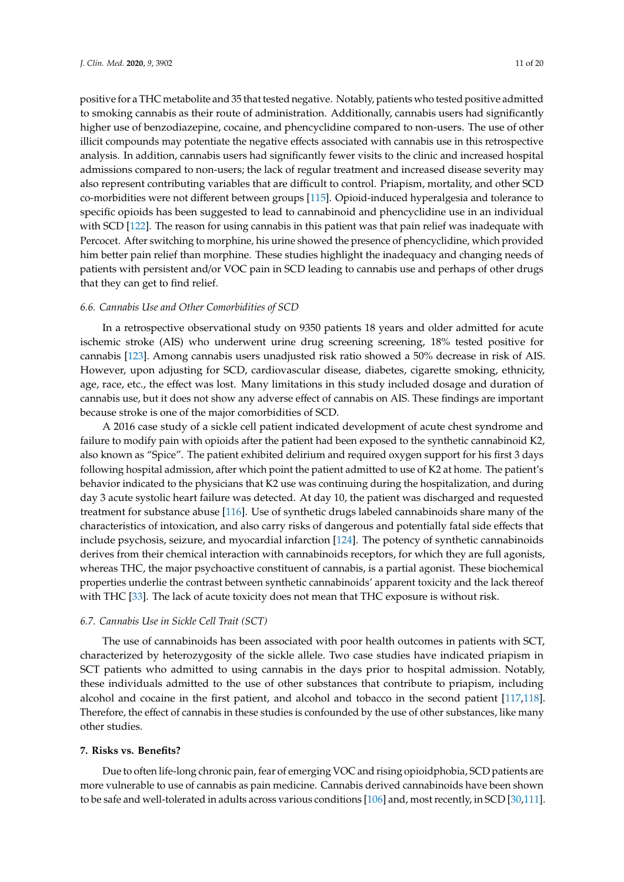positive for a THC metabolite and 35 that tested negative. Notably, patients who tested positive admitted to smoking cannabis as their route of administration. Additionally, cannabis users had significantly higher use of benzodiazepine, cocaine, and phencyclidine compared to non-users. The use of other illicit compounds may potentiate the negative effects associated with cannabis use in this retrospective analysis. In addition, cannabis users had significantly fewer visits to the clinic and increased hospital admissions compared to non-users; the lack of regular treatment and increased disease severity may also represent contributing variables that are difficult to control. Priapism, mortality, and other SCD co-morbidities were not different between groups [115]. Opioid-induced hyperalgesia and tolerance to specific opioids has been suggested to lead to cannabinoid and phencyclidine use in an individual with SCD [122]. The reason for using cannabis in this patient was that pain relief was inadequate with Percocet. After switching to morphine, his urine showed the presence of phencyclidine, which provided him better pain relief than morphine. These studies highlight the inadequacy and changing needs of patients with persistent and/or VOC pain in SCD leading to cannabis use and perhaps of other drugs that they can get to find relief.

### 6.6. Cannabis Use and Other Comorbidities of SCD

In a retrospective observational study on 9350 patients 18 years and older admitted for acute ischemic stroke (AIS) who underwent urine drug screening screening, 18% tested positive for cannabis [123]. Among cannabis users unadjusted risk ratio showed a 50% decrease in risk of AIS. However, upon adjusting for SCD, cardiovascular disease, diabetes, cigarette smoking, ethnicity, age, race, etc., the effect was lost. Many limitations in this study included dosage and duration of cannabis use, but it does not show any adverse effect of cannabis on AIS. These findings are important because stroke is one of the major comorbidities of SCD.

A 2016 case study of a sickle cell patient indicated development of acute chest syndrome and failure to modify pain with opioids after the patient had been exposed to the synthetic cannabinoid K2, also known as "Spice". The patient exhibited delirium and required oxygen support for his first 3 days following hospital admission, after which point the patient admitted to use of K2 at home. The patient's behavior indicated to the physicians that K2 use was continuing during the hospitalization, and during day 3 acute systolic heart failure was detected. At day 10, the patient was discharged and requested treatment for substance abuse [116]. Use of synthetic drugs labeled cannabinoids share many of the characteristics of intoxication, and also carry risks of dangerous and potentially fatal side effects that include psychosis, seizure, and myocardial infarction [124]. The potency of synthetic cannabinoids derives from their chemical interaction with cannabinoids receptors, for which they are full agonists, whereas THC, the major psychoactive constituent of cannabis, is a partial agonist. These biochemical properties underlie the contrast between synthetic cannabinoids' apparent toxicity and the lack thereof with THC [33]. The lack of acute toxicity does not mean that THC exposure is without risk.

### 6.7. Cannabis Use in Sickle Cell Trait (SCT)

The use of cannabinoids has been associated with poor health outcomes in patients with SCT, characterized by heterozygosity of the sickle allele. Two case studies have indicated priapism in SCT patients who admitted to using cannabis in the days prior to hospital admission. Notably, these individuals admitted to the use of other substances that contribute to priapism, including alcohol and cocaine in the first patient, and alcohol and tobacco in the second patient [117,118]. Therefore, the effect of cannabis in these studies is confounded by the use of other substances, like many other studies.

## 7. Risks vs. Benefits?

Due to often life-long chronic pain, fear of emerging VOC and rising opioidphobia, SCD patients are more vulnerable to use of cannabis as pain medicine. Cannabis derived cannabinoids have been shown to be safe and well-tolerated in adults across various conditions [106] and, most recently, in SCD [30,111].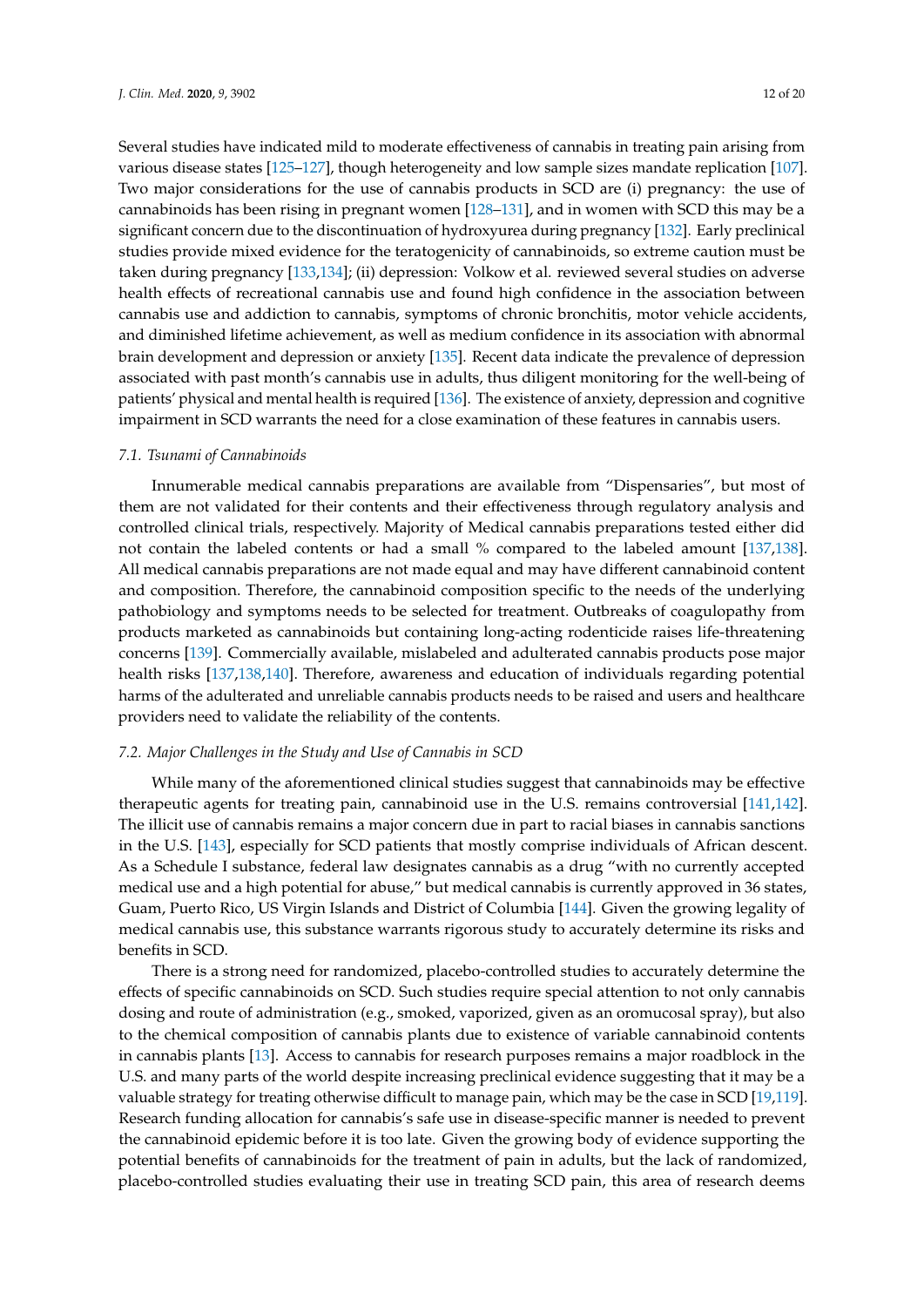Several studies have indicated mild to moderate effectiveness of cannabis in treating pain arising from various disease states [125–127], though heterogeneity and low sample sizes mandate replication [107]. Two major considerations for the use of cannabis products in SCD are (i) pregnancy: the use of cannabinoids has been rising in pregnant women [128–131], and in women with SCD this may be a significant concern due to the discontinuation of hydroxyurea during pregnancy [132]. Early preclinical studies provide mixed evidence for the teratogenicity of cannabinoids, so extreme caution must be taken during pregnancy [133,134]; (ii) depression: Volkow et al. reviewed several studies on adverse health effects of recreational cannabis use and found high confidence in the association between cannabis use and addiction to cannabis, symptoms of chronic bronchitis, motor vehicle accidents, and diminished lifetime achievement, as well as medium confidence in its association with abnormal brain development and depression or anxiety [135]. Recent data indicate the prevalence of depression associated with past month's cannabis use in adults, thus diligent monitoring for the well-being of patients' physical and mental health is required [136]. The existence of anxiety, depression and cognitive impairment in SCD warrants the need for a close examination of these features in cannabis users.

### *7.1. Tsunami of Cannabinoids*

Innumerable medical cannabis preparations are available from "Dispensaries", but most of them are not validated for their contents and their effectiveness through regulatory analysis and controlled clinical trials, respectively. Majority of Medical cannabis preparations tested either did not contain the labeled contents or had a small % compared to the labeled amount [137,138]. All medical cannabis preparations are not made equal and may have different cannabinoid content and composition. Therefore, the cannabinoid composition specific to the needs of the underlying pathobiology and symptoms needs to be selected for treatment. Outbreaks of coagulopathy from products marketed as cannabinoids but containing long-acting rodenticide raises life-threatening concerns [139]. Commercially available, mislabeled and adulterated cannabis products pose major health risks [137,138,140]. Therefore, awareness and education of individuals regarding potential harms of the adulterated and unreliable cannabis products needs to be raised and users and healthcare providers need to validate the reliability of the contents.

### *7.2. Major Challenges in the Study and Use of Cannabis in SCD*

While many of the aforementioned clinical studies suggest that cannabinoids may be effective therapeutic agents for treating pain, cannabinoid use in the U.S. remains controversial [141,142]. The illicit use of cannabis remains a major concern due in part to racial biases in cannabis sanctions in the U.S. [143], especially for SCD patients that mostly comprise individuals of African descent. As a Schedule I substance, federal law designates cannabis as a drug "with no currently accepted medical use and a high potential for abuse," but medical cannabis is currently approved in 36 states, Guam, Puerto Rico, US Virgin Islands and District of Columbia [144]. Given the growing legality of medical cannabis use, this substance warrants rigorous study to accurately determine its risks and benefits in SCD.

There is a strong need for randomized, placebo-controlled studies to accurately determine the effects of specific cannabinoids on SCD. Such studies require special attention to not only cannabis dosing and route of administration (e.g., smoked, vaporized, given as an oromucosal spray), but also to the chemical composition of cannabis plants due to existence of variable cannabinoid contents in cannabis plants [13]. Access to cannabis for research purposes remains a major roadblock in the U.S. and many parts of the world despite increasing preclinical evidence suggesting that it may be a valuable strategy for treating otherwise difficult to manage pain, which may be the case in SCD [19,119]. Research funding allocation for cannabis's safe use in disease-specific manner is needed to prevent the cannabinoid epidemic before it is too late. Given the growing body of evidence supporting the potential benefits of cannabinoids for the treatment of pain in adults, but the lack of randomized, placebo-controlled studies evaluating their use in treating SCD pain, this area of research deems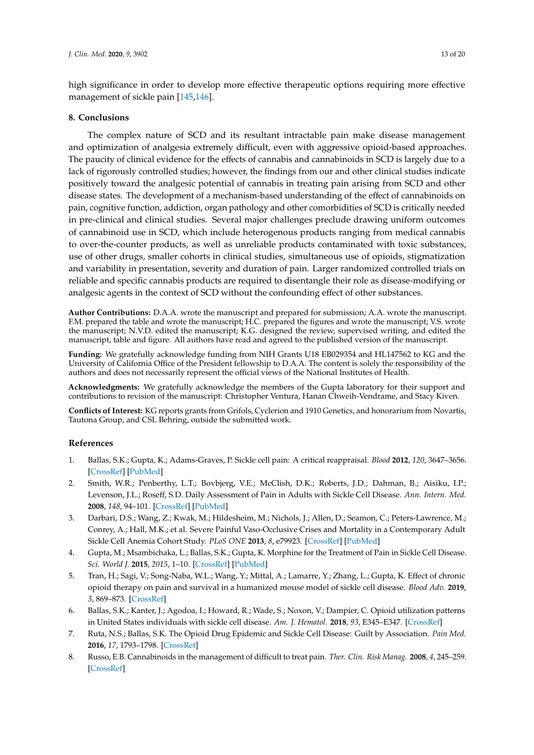high significance in order to develop more effective therapeutic options requiring more effective management of sickle pain [145,146].

## 8. Conclusions

The complex nature of SCD and its resultant intractable pain make disease management and optimization of analgesia extremely difficult, even with aggressive opioid-based approaches. The paucity of clinical evidence for the effects of cannabis and cannabinoids in SCD is largely due to a lack of rigorously controlled studies; however, the findings from our and other clinical studies indicate positively toward the analgesic potential of cannabis in treating pain arising from SCD and other disease states. The development of a mechanism-based understanding of the effect of cannabinoids on pain, cognitive function, addiction, organ pathology and other comorbidities of SCD is critically needed in pre-clinical and clinical studies. Several major challenges preclude drawing uniform outcomes of cannabinoid use in SCD, which include heterogenous products ranging from medical cannabis to over-the-counter products, as well as unreliable products contaminated with toxic substances, use of other drugs, smaller cohorts in clinical studies, simultaneous use of opioids, stigmatization and variability in presentation, severity and duration of pain. Larger randomized controlled trials on reliable and specific cannabis products are required to disentangle their role as disease-modifying or analgesic agents in the context of SCD without the confounding effect of other substances.

**Author Contributions:** D.A.A. wrote the manuscript and prepared for submission; A.A. wrote the manuscript. F.M. prepared the table and wrote the manuscript; H.C. prepared the figures and wrote the manuscript; V.S. wrote the manuscript; N.V.D. edited the manuscript; K.G. designed the review, supervised writing, and edited the manuscript, table and figure. All authors have read and agreed to the published version of the manuscript.

**Funding:** We gratefully acknowledge funding from NIH Grants U18 EB029354 and HL147562 to KG and the University of California Office of the President fellowship to D.A.A. The content is solely the responsibility of the authors and does not necessarily represent the official views of the National Institutes of Health.

**Acknowledgments:** We gratefully acknowledge the members of the Gupta laboratory for their support and contributions to revision of the manuscript: Christopher Ventura, Hanan Chweih-Vendrame, and Stacy Kiven.

**Conflicts of Interest:** KG reports grants from Grifols, Cyclerion and 1910 Genetics, and honorarium from Novartis, Tautona Group, and CSL Behring, outside the submitted work.

## References

1. Ballas, S.K.; Gupta, K.; Adams-Graves, P. Sickle cell pain: A critical reappraisal. *Blood* **2012**, *120*, 3647–3656. [CrossRef] [PubMed]
2. Smith, W.R.; Penberthy, L.T.; Bovbjerg, V.E.; McClish, D.K.; Roberts, J.D.; Dahman, B.; Aisiku, I.P.; Levenson, J.L.; Roseff, S.D. Daily Assessment of Pain in Adults with Sickle Cell Disease. *Ann. Intern. Med.* **2008**, *148*, 94–101. [CrossRef] [PubMed]
3. Darbari, D.S.; Wang, Z.; Kwak, M.; Hildesheim, M.; Nichols, J.; Allen, D.; Seamon, C.; Peters-Lawrence, M.; Conrey, A.; Hall, M.K.; et al. Severe Painful Vaso-Occlusive Crises and Mortality in a Contemporary Adult Sickle Cell Anemia Cohort Study. *PLoS ONE* **2013**, *8*, e79923. [CrossRef] [PubMed]
4. Gupta, M.; Msambichaka, L.; Ballas, S.K.; Gupta, K. Morphine for the Treatment of Pain in Sickle Cell Disease. *Sci. World J.* **2015**, *2015*, 1–10. [CrossRef] [PubMed]
5. Tran, H.; Sagi, V.; Song-Naba, W.L.; Wang, Y.; Mittal, A.; Lamarre, Y.; Zhang, L.; Gupta, K. Effect of chronic opioid therapy on pain and survival in a humanized mouse model of sickle cell disease. *Blood Adv.* **2019**, *3*, 869–873. [CrossRef]
6. Ballas, S.K.; Kanter, J.; Agodoa, I.; Howard, R.; Wade, S.; Noxon, V.; Dampier, C. Opioid utilization patterns in United States individuals with sickle cell disease. *Am. J. Hematol.* **2018**, *93*, E345–E347. [CrossRef]
7. Ruta, N.S.; Ballas, S.K. The Opioid Drug Epidemic and Sickle Cell Disease: Guilt by Association. *Pain Med.* **2016**, *17*, 1793–1798. [CrossRef]
8. Russo, E.B. Cannabinoids in the management of difficult to treat pain. *Ther. Clin. Risk Manag.* **2008**, *4*, 245–259. [CrossRef]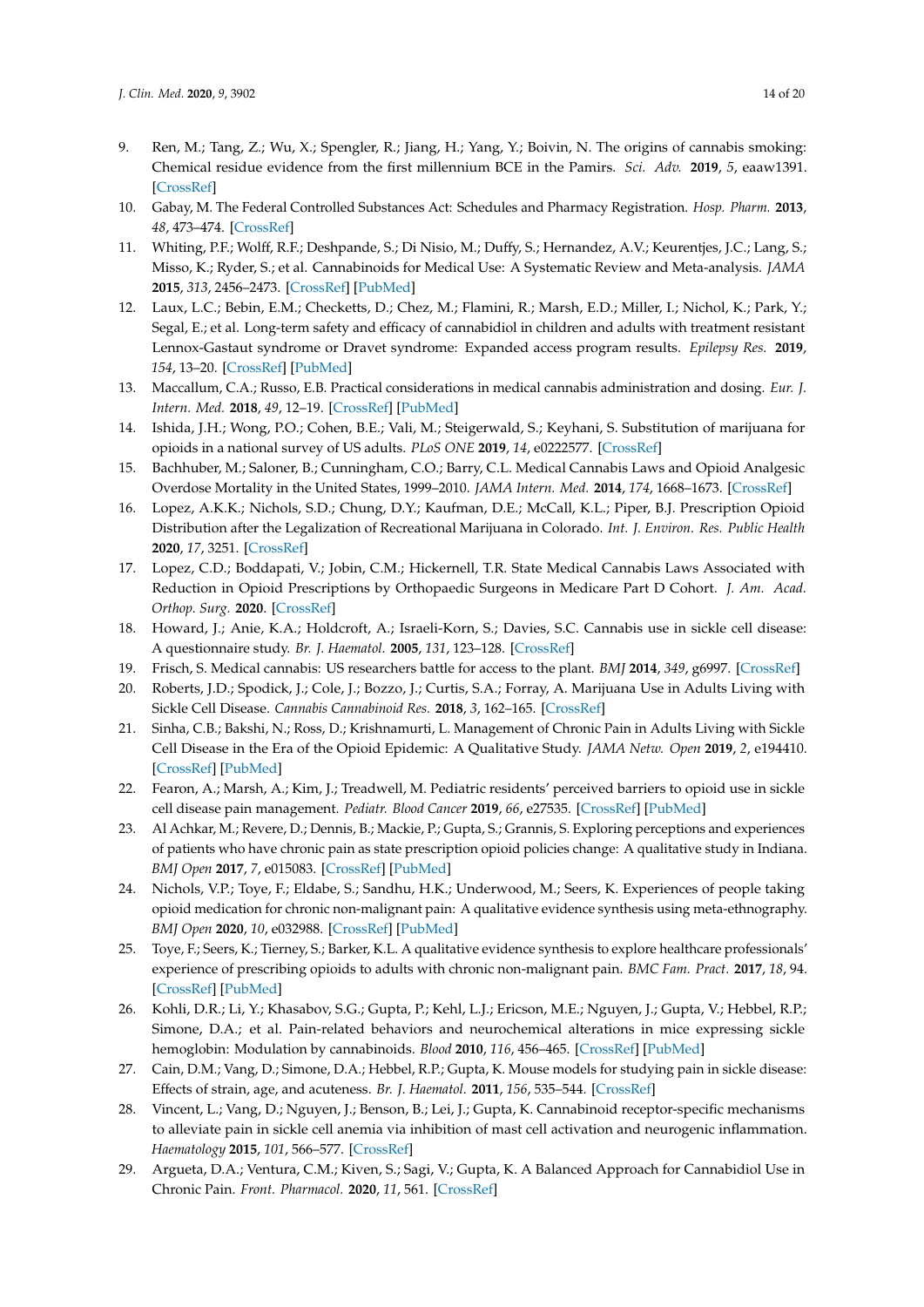9. Ren, M.; Tang, Z.; Wu, X.; Spengler, R.; Jiang, H.; Yang, Y.; Boivin, N. The origins of cannabis smoking: Chemical residue evidence from the first millennium BCE in the Pamirs. *Sci. Adv.* **2019**, *5*, eaaw1391. [CrossRef]
10. Gabay, M. The Federal Controlled Substances Act: Schedules and Pharmacy Registration. *Hosp. Pharm.* **2013**, *48*, 473–474. [CrossRef]
11. Whiting, P.F.; Wolff, R.F.; Deshpande, S.; Di Nisio, M.; Duffy, S.; Hernandez, A.V.; Keurentjes, J.C.; Lang, S.; Misso, K.; Ryder, S.; et al. Cannabinoids for Medical Use: A Systematic Review and Meta-analysis. *JAMA* **2015**, *313*, 2456–2473. [CrossRef] [PubMed]
12. Laux, L.C.; Bebin, E.M.; Checketts, D.; Chez, M.; Flamini, R.; Marsh, E.D.; Miller, I.; Nichol, K.; Park, Y.; Segal, E.; et al. Long-term safety and efficacy of cannabidiol in children and adults with treatment resistant Lennox-Gastaut syndrome or Dravet syndrome: Expanded access program results. *Epilepsy Res.* **2019**, *154*, 13–20. [CrossRef] [PubMed]
13. Maccallum, C.A.; Russo, E.B. Practical considerations in medical cannabis administration and dosing. *Eur. J. Intern. Med.* **2018**, *49*, 12–19. [CrossRef] [PubMed]
14. Ishida, J.H.; Wong, P.O.; Cohen, B.E.; Vali, M.; Steigerwald, S.; Keyhani, S. Substitution of marijuana for opioids in a national survey of US adults. *PLoS ONE* **2019**, *14*, e0222577. [CrossRef]
15. Bachhuber, M.; Saloner, B.; Cunningham, C.O.; Barry, C.L. Medical Cannabis Laws and Opioid Analgesic Overdose Mortality in the United States, 1999–2010. *JAMA Intern. Med.* **2014**, *174*, 1668–1673. [CrossRef]
16. Lopez, A.K.K.; Nichols, S.D.; Chung, D.Y.; Kaufman, D.E.; McCall, K.L.; Piper, B.J. Prescription Opioid Distribution after the Legalization of Recreational Marijuana in Colorado. *Int. J. Environ. Res. Public Health* **2020**, *17*, 3251. [CrossRef]
17. Lopez, C.D.; Boddapati, V.; Jobin, C.M.; Hickernell, T.R. State Medical Cannabis Laws Associated with Reduction in Opioid Prescriptions by Orthopaedic Surgeons in Medicare Part D Cohort. *J. Am. Acad. Orthop. Surg.* **2020**. [CrossRef]
18. Howard, J.; Anie, K.A.; Holdcroft, A.; Israeli-Korn, S.; Davies, S.C. Cannabis use in sickle cell disease: A questionnaire study. *Br. J. Haematol.* **2005**, *131*, 123–128. [CrossRef]
19. Frisch, S. Medical cannabis: US researchers battle for access to the plant. *BMJ* **2014**, *349*, g6997. [CrossRef]
20. Roberts, J.D.; Spodick, J.; Cole, J.; Bozzo, J.; Curtis, S.A.; Forray, A. Marijuana Use in Adults Living with Sickle Cell Disease. *Cannabis Cannabinoid Res.* **2018**, *3*, 162–165. [CrossRef]
21. Sinha, C.B.; Bakshi, N.; Ross, D.; Krishnamurti, L. Management of Chronic Pain in Adults Living with Sickle Cell Disease in the Era of the Opioid Epidemic: A Qualitative Study. *JAMA Netw. Open* **2019**, *2*, e194410. [CrossRef] [PubMed]
22. Fearon, A.; Marsh, A.; Kim, J.; Treadwell, M. Pediatric residents' perceived barriers to opioid use in sickle cell disease pain management. *Pediatr. Blood Cancer* **2019**, *66*, e27535. [CrossRef] [PubMed]
23. Al Achkar, M.; Revere, D.; Dennis, B.; Mackie, P.; Gupta, S.; Grannis, S. Exploring perceptions and experiences of patients who have chronic pain as state prescription opioid policies change: A qualitative study in Indiana. *BMJ Open* **2017**, *7*, e015083. [CrossRef] [PubMed]
24. Nichols, V.P.; Toye, F.; Eldabe, S.; Sandhu, H.K.; Underwood, M.; Seers, K. Experiences of people taking opioid medication for chronic non-malignant pain: A qualitative evidence synthesis using meta-ethnography. *BMJ Open* **2020**, *10*, e032988. [CrossRef] [PubMed]
25. Toye, F.; Seers, K.; Tierney, S.; Barker, K.L. A qualitative evidence synthesis to explore healthcare professionals' experience of prescribing opioids to adults with chronic non-malignant pain. *BMC Fam. Pract.* **2017**, *18*, 94. [CrossRef] [PubMed]
26. Kohli, D.R.; Li, Y.; Khasabov, S.G.; Gupta, P.; Kehl, L.J.; Ericson, M.E.; Nguyen, J.; Gupta, V.; Hebbel, R.P.; Simone, D.A.; et al. Pain-related behaviors and neurochemical alterations in mice expressing sickle hemoglobin: Modulation by cannabinoids. *Blood* **2010**, *116*, 456–465. [CrossRef] [PubMed]
27. Cain, D.M.; Vang, D.; Simone, D.A.; Hebbel, R.P.; Gupta, K. Mouse models for studying pain in sickle disease: Effects of strain, age, and acuteness. *Br. J. Haematol.* **2011**, *156*, 535–544. [CrossRef]
28. Vincent, L.; Vang, D.; Nguyen, J.; Benson, B.; Lei, J.; Gupta, K. Cannabinoid receptor-specific mechanisms to alleviate pain in sickle cell anemia via inhibition of mast cell activation and neurogenic inflammation. *Haematology* **2015**, *101*, 566–577. [CrossRef]
29. Argueta, D.A.; Ventura, C.M.; Kiven, S.; Sagi, V.; Gupta, K. A Balanced Approach for Cannabidiol Use in Chronic Pain. *Front. Pharmacol.* **2020**, *11*, 561. [CrossRef]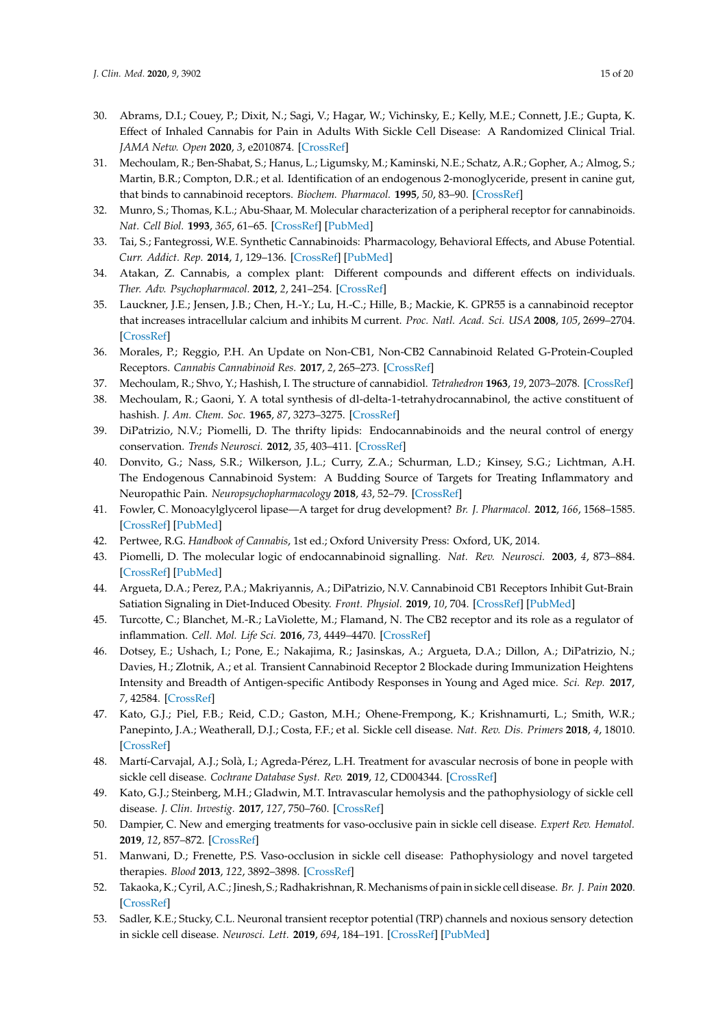30. Abrams, D.I.; Couey, P.; Dixit, N.; Sagi, V.; Hagar, W.; Vichinsky, E.; Kelly, M.E.; Connett, J.E.; Gupta, K. Effect of Inhaled Cannabis for Pain in Adults With Sickle Cell Disease: A Randomized Clinical Trial. *JAMA Netw. Open* **2020**, *3*, e2010874. [CrossRef]
31. Mechoulam, R.; Ben-Shabat, S.; Hanus, L.; Ligumsky, M.; Kaminski, N.E.; Schatz, A.R.; Gopher, A.; Almog, S.; Martin, B.R.; Compton, D.R.; et al. Identification of an endogenous 2-monoglyceride, present in canine gut, that binds to cannabinoid receptors. *Biochem. Pharmacol.* **1995**, *50*, 83–90. [CrossRef]
32. Munro, S.; Thomas, K.L.; Abu-Shaar, M. Molecular characterization of a peripheral receptor for cannabinoids. *Nat. Cell Biol.* **1993**, *365*, 61–65. [CrossRef] [PubMed]
33. Tai, S.; Fantegrossi, W.E. Synthetic Cannabinoids: Pharmacology, Behavioral Effects, and Abuse Potential. *Curr. Addict. Rep.* **2014**, *1*, 129–136. [CrossRef] [PubMed]
34. Atakan, Z. Cannabis, a complex plant: Different compounds and different effects on individuals. *Ther. Adv. Psychopharmacol.* **2012**, *2*, 241–254. [CrossRef]
35. Lauckner, J.E.; Jensen, J.B.; Chen, H.-Y.; Lu, H.-C.; Hille, B.; Mackie, K. GPR55 is a cannabinoid receptor that increases intracellular calcium and inhibits M current. *Proc. Natl. Acad. Sci. USA* **2008**, *105*, 2699–2704. [CrossRef]
36. Morales, P.; Reggio, P.H. An Update on Non-CB1, Non-CB2 Cannabinoid Related G-Protein-Coupled Receptors. *Cannabis Cannabinoid Res.* **2017**, *2*, 265–273. [CrossRef]
37. Mechoulam, R.; Shvo, Y.; Hashish, I. The structure of cannabidiol. *Tetrahedron* **1963**, *19*, 2073–2078. [CrossRef]
38. Mechoulam, R.; Gaoni, Y. A total synthesis of dl-delta-1-tetrahydrocannabinol, the active constituent of hashish. *J. Am. Chem. Soc.* **1965**, *87*, 3273–3275. [CrossRef]
39. DiPatrizio, N.V.; Piomelli, D. The thrifty lipids: Endocannabinoids and the neural control of energy conservation. *Trends Neurosci.* **2012**, *35*, 403–411. [CrossRef]
40. Donvito, G.; Nass, S.R.; Wilkerson, J.L.; Curry, Z.A.; Schurman, L.D.; Kinsey, S.G.; Lichtman, A.H. The Endogenous Cannabinoid System: A Budding Source of Targets for Treating Inflammatory and Neuropathic Pain. *Neuropsychopharmacology* **2018**, *43*, 52–79. [CrossRef]
41. Fowler, C. Monoacylglycerol lipase—A target for drug development? *Br. J. Pharmacol.* **2012**, *166*, 1568–1585. [CrossRef] [PubMed]
42. Pertwee, R.G. *Handbook of Cannabis*, 1st ed.; Oxford University Press: Oxford, UK, 2014.
43. Piomelli, D. The molecular logic of endocannabinoid signalling. *Nat. Rev. Neurosci.* **2003**, *4*, 873–884. [CrossRef] [PubMed]
44. Argueta, D.A.; Perez, P.A.; Makriyannis, A.; DiPatrizio, N.V. Cannabinoid CB1 Receptors Inhibit Gut-Brain Satiation Signaling in Diet-Induced Obesity. *Front. Physiol.* **2019**, *10*, 704. [CrossRef] [PubMed]
45. Turcotte, C.; Blanchet, M.-R.; LaViolette, M.; Flamand, N. The CB2 receptor and its role as a regulator of inflammation. *Cell. Mol. Life Sci.* **2016**, *73*, 4449–4470. [CrossRef]
46. Dotsey, E.; Ushach, I.; Pone, E.; Nakajima, R.; Jasinskas, A.; Argueta, D.A.; Dillon, A.; DiPatrizio, N.; Davies, H.; Zlotnik, A.; et al. Transient Cannabinoid Receptor 2 Blockade during Immunization Heightens Intensity and Breadth of Antigen-specific Antibody Responses in Young and Aged mice. *Sci. Rep.* **2017**, *7*, 42584. [CrossRef]
47. Kato, G.J.; Piel, F.B.; Reid, C.D.; Gaston, M.H.; Ohene-Frempong, K.; Krishnamurti, L.; Smith, W.R.; Panepinto, J.A.; Weatherall, D.J.; Costa, F.F.; et al. Sickle cell disease. *Nat. Rev. Dis. Primers* **2018**, *4*, 18010. [CrossRef]
48. Martí-Carvajal, A.J.; Solà, I.; Agreda-Pérez, L.H. Treatment for avascular necrosis of bone in people with sickle cell disease. *Cochrane Database Syst. Rev.* **2019**, *12*, CD004344. [CrossRef]
49. Kato, G.J.; Steinberg, M.H.; Gladwin, M.T. Intravascular hemolysis and the pathophysiology of sickle cell disease. *J. Clin. Investig.* **2017**, *127*, 750–760. [CrossRef]
50. Dampier, C. New and emerging treatments for vaso-occlusive pain in sickle cell disease. *Expert Rev. Hematol.* **2019**, *12*, 857–872. [CrossRef]
51. Manwani, D.; Frenette, P.S. Vaso-occlusion in sickle cell disease: Pathophysiology and novel targeted therapies. *Blood* **2013**, *122*, 3892–3898. [CrossRef]
52. Takaoka, K.; Cyril, A.C.; Jinesh, S.; Radhakrishnan, R. Mechanisms of pain in sickle cell disease. *Br. J. Pain* **2020**. [CrossRef]
53. Sadler, K.E.; Stucky, C.L. Neuronal transient receptor potential (TRP) channels and noxious sensory detection in sickle cell disease. *Neurosci. Lett.* **2019**, *694*, 184–191. [CrossRef] [PubMed]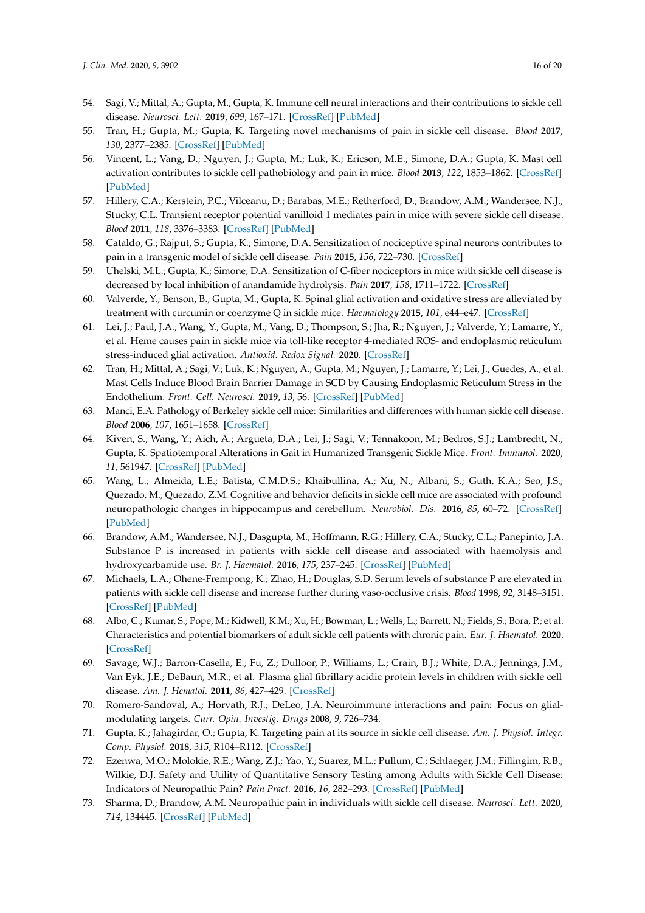54. Sagi, V.; Mittal, A.; Gupta, M.; Gupta, K. Immune cell neural interactions and their contributions to sickle cell disease. *Neurosci. Lett.* **2019**, *699*, 167–171. [CrossRef] [PubMed]
55. Tran, H.; Gupta, M.; Gupta, K. Targeting novel mechanisms of pain in sickle cell disease. *Blood* **2017**, *130*, 2377–2385. [CrossRef] [PubMed]
56. Vincent, L.; Vang, D.; Nguyen, J.; Gupta, M.; Luk, K.; Ericson, M.E.; Simone, D.A.; Gupta, K. Mast cell activation contributes to sickle cell pathobiology and pain in mice. *Blood* **2013**, *122*, 1853–1862. [CrossRef] [PubMed]
57. Hillery, C.A.; Kerstein, P.C.; Vilceanu, D.; Barabas, M.E.; Retherford, D.; Brandow, A.M.; Wandersee, N.J.; Stucky, C.L. Transient receptor potential vanilloid 1 mediates pain in mice with severe sickle cell disease. *Blood* **2011**, *118*, 3376–3383. [CrossRef] [PubMed]
58. Cataldo, G.; Rajput, S.; Gupta, K.; Simone, D.A. Sensitization of nociceptive spinal neurons contributes to pain in a transgenic model of sickle cell disease. *Pain* **2015**, *156*, 722–730. [CrossRef]
59. Uhelski, M.L.; Gupta, K.; Simone, D.A. Sensitization of C-fiber nociceptors in mice with sickle cell disease is decreased by local inhibition of anandamide hydrolysis. *Pain* **2017**, *158*, 1711–1722. [CrossRef]
60. Valverde, Y.; Benson, B.; Gupta, M.; Gupta, K. Spinal glial activation and oxidative stress are alleviated by treatment with curcumin or coenzyme Q in sickle mice. *Haematology* **2015**, *101*, e44–e47. [CrossRef]
61. Lei, J.; Paul, J.A.; Wang, Y.; Gupta, M.; Vang, D.; Thompson, S.; Jha, R.; Nguyen, J.; Valverde, Y.; Lamarre, Y.; et al. Heme causes pain in sickle mice via toll-like receptor 4-mediated ROS- and endoplasmic reticulum stress-induced glial activation. *Antioxid. Redox Signal.* **2020**. [CrossRef]
62. Tran, H.; Mittal, A.; Sagi, V.; Luk, K.; Nguyen, A.; Gupta, M.; Nguyen, J.; Lamarre, Y.; Lei, J.; Guedes, A.; et al. Mast Cells Induce Blood Brain Barrier Damage in SCD by Causing Endoplasmic Reticulum Stress in the Endothelium. *Front. Cell. Neurosci.* **2019**, *13*, 56. [CrossRef] [PubMed]
63. Manci, E.A. Pathology of Berkeley sickle cell mice: Similarities and differences with human sickle cell disease. *Blood* **2006**, *107*, 1651–1658. [CrossRef]
64. Kiven, S.; Wang, Y.; Aich, A.; Argueta, D.A.; Lei, J.; Sagi, V.; Tennakoon, M.; Bedros, S.J.; Lambrecht, N.; Gupta, K. Spatiotemporal Alterations in Gait in Humanized Transgenic Sickle Mice. *Front. Immunol.* **2020**, *11*, 561947. [CrossRef] [PubMed]
65. Wang, L.; Almeida, L.E.; Batista, C.M.D.S.; Khaibullina, A.; Xu, N.; Albani, S.; Guth, K.A.; Seo, J.S.; Quezado, M.; Quezado, Z.M. Cognitive and behavior deficits in sickle cell mice are associated with profound neuropathologic changes in hippocampus and cerebellum. *Neurobiol. Dis.* **2016**, *85*, 60–72. [CrossRef] [PubMed]
66. Brandow, A.M.; Wandersee, N.J.; Dasgupta, M.; Hoffmann, R.G.; Hillery, C.A.; Stucky, C.L.; Panepinto, J.A. Substance P is increased in patients with sickle cell disease and associated with haemolysis and hydroxycarbamide use. *Br. J. Haematol.* **2016**, *175*, 237–245. [CrossRef] [PubMed]
67. Michaels, L.A.; Ohene-Frempong, K.; Zhao, H.; Douglas, S.D. Serum levels of substance P are elevated in patients with sickle cell disease and increase further during vaso-occlusive crisis. *Blood* **1998**, *92*, 3148–3151. [CrossRef] [PubMed]
68. Albo, C.; Kumar, S.; Pope, M.; Kidwell, K.M.; Xu, H.; Bowman, L.; Wells, L.; Barrett, N.; Fields, S.; Bora, P.; et al. Characteristics and potential biomarkers of adult sickle cell patients with chronic pain. *Eur. J. Haematol.* **2020**. [CrossRef]
69. Savage, W.J.; Barron-Casella, E.; Fu, Z.; Dulloor, P.; Williams, L.; Crain, B.J.; White, D.A.; Jennings, J.M.; Van Eyk, J.E.; DeBaun, M.R.; et al. Plasma glial fibrillary acidic protein levels in children with sickle cell disease. *Am. J. Hematol.* **2011**, *86*, 427–429. [CrossRef]
70. Romero-Sandoval, A.; Horvath, R.J.; DeLeo, J.A. Neuroimmune interactions and pain: Focus on glial-modulating targets. *Curr. Opin. Investig. Drugs* **2008**, *9*, 726–734.
71. Gupta, K.; Jahagirdar, O.; Gupta, K. Targeting pain at its source in sickle cell disease. *Am. J. Physiol. Integr. Comp. Physiol.* **2018**, *315*, R104–R112. [CrossRef]
72. Ezenwa, M.O.; Molokie, R.E.; Wang, Z.J.; Yao, Y.; Suarez, M.L.; Pullum, C.; Schlaeger, J.M.; Fillingim, R.B.; Wilkie, D.J. Safety and Utility of Quantitative Sensory Testing among Adults with Sickle Cell Disease: Indicators of Neuropathic Pain? *Pain Pract.* **2016**, *16*, 282–293. [CrossRef] [PubMed]
73. Sharma, D.; Brandow, A.M. Neuropathic pain in individuals with sickle cell disease. *Neurosci. Lett.* **2020**, *714*, 134445. [CrossRef] [PubMed]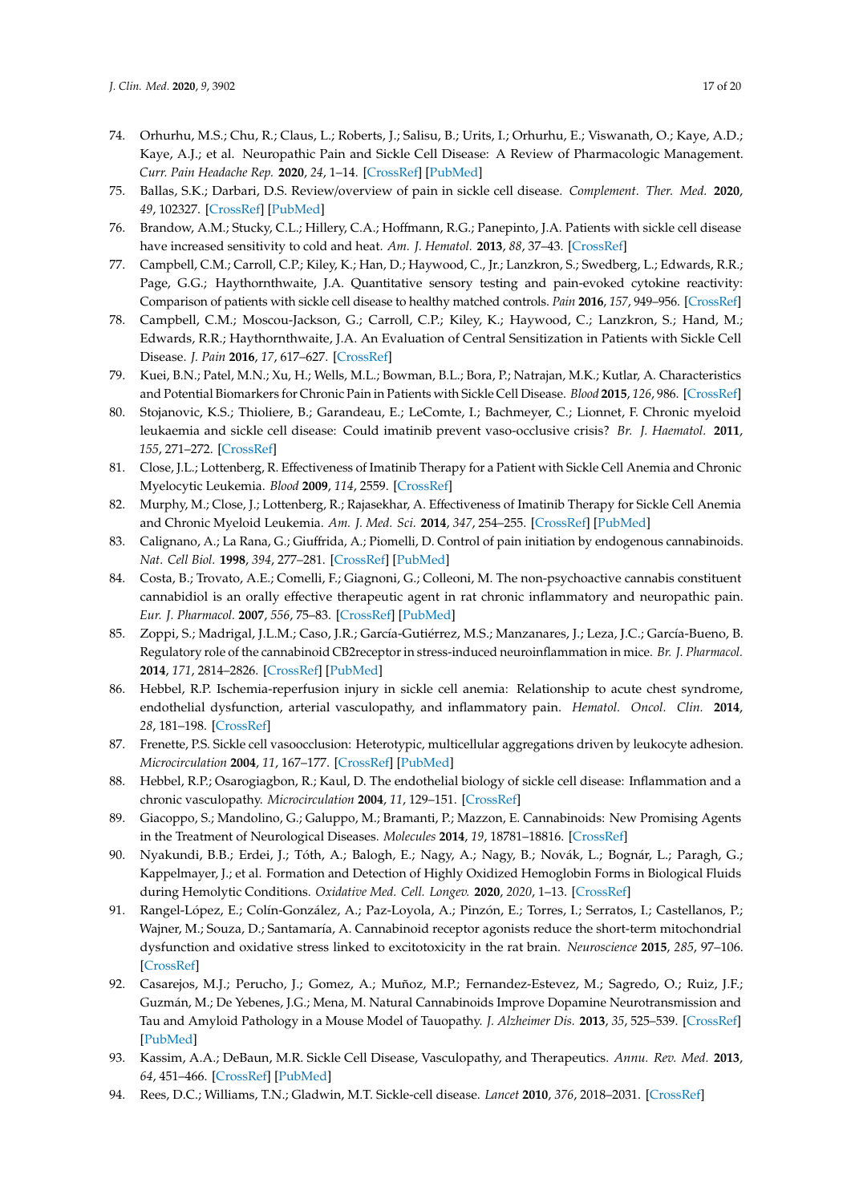74. Orhurhu, M.S.; Chu, R.; Claus, L.; Roberts, J.; Salisu, B.; Urits, I.; Orhurhu, E.; Viswanath, O.; Kaye, A.D.; Kaye, A.J.; et al. Neuropathic Pain and Sickle Cell Disease: A Review of Pharmacologic Management. *Curr. Pain Headache Rep.* **2020**, *24*, 1–14. [CrossRef] [PubMed]
75. Ballas, S.K.; Darbari, D.S. Review/overview of pain in sickle cell disease. *Complement. Ther. Med.* **2020**, *49*, 102327. [CrossRef] [PubMed]
76. Brandow, A.M.; Stucky, C.L.; Hillery, C.A.; Hoffmann, R.G.; Panepinto, J.A. Patients with sickle cell disease have increased sensitivity to cold and heat. *Am. J. Hematol.* **2013**, *88*, 37–43. [CrossRef]
77. Campbell, C.M.; Carroll, C.P.; Kiley, K.; Han, D.; Haywood, C., Jr.; Lanzkron, S.; Swedberg, L.; Edwards, R.R.; Page, G.G.; Haythornthwaite, J.A. Quantitative sensory testing and pain-evoked cytokine reactivity: Comparison of patients with sickle cell disease to healthy matched controls. *Pain* **2016**, *157*, 949–956. [CrossRef]
78. Campbell, C.M.; Moscou-Jackson, G.; Carroll, C.P.; Kiley, K.; Haywood, C.; Lanzkron, S.; Hand, M.; Edwards, R.R.; Haythornthwaite, J.A. An Evaluation of Central Sensitization in Patients with Sickle Cell Disease. *J. Pain* **2016**, *17*, 617–627. [CrossRef]
79. Kuei, B.N.; Patel, M.N.; Xu, H.; Wells, M.L.; Bowman, B.L.; Bora, P.; Natrajan, M.K.; Kutlar, A. Characteristics and Potential Biomarkers for Chronic Pain in Patients with Sickle Cell Disease. *Blood* **2015**, *126*, 986. [CrossRef]
80. Stojanovic, K.S.; Thioliere, B.; Garandeau, E.; LeComte, I.; Bachmeyer, C.; Lionnet, F. Chronic myeloid leukaemia and sickle cell disease: Could imatinib prevent vaso-occlusive crisis? *Br. J. Haematol.* **2011**, *155*, 271–272. [CrossRef]
81. Close, J.L.; Lottenberg, R. Effectiveness of Imatinib Therapy for a Patient with Sickle Cell Anemia and Chronic Myelocytic Leukemia. *Blood* **2009**, *114*, 2559. [CrossRef]
82. Murphy, M.; Close, J.; Lottenberg, R.; Rajasekhar, A. Effectiveness of Imatinib Therapy for Sickle Cell Anemia and Chronic Myeloid Leukemia. *Am. J. Med. Sci.* **2014**, *347*, 254–255. [CrossRef] [PubMed]
83. Calignano, A.; La Rana, G.; Giuffrida, A.; Piomelli, D. Control of pain initiation by endogenous cannabinoids. *Nat. Cell Biol.* **1998**, *394*, 277–281. [CrossRef] [PubMed]
84. Costa, B.; Trovato, A.E.; Comelli, F.; Giagnoni, G.; Colleoni, M. The non-psychoactive cannabis constituent cannabidiol is an orally effective therapeutic agent in rat chronic inflammatory and neuropathic pain. *Eur. J. Pharmacol.* **2007**, *556*, 75–83. [CrossRef] [PubMed]
85. Zoppi, S.; Madrigal, J.L.M.; Caso, J.R.; García-Gutiérrez, M.S.; Manzanares, J.; Leza, J.C.; García-Bueno, B. Regulatory role of the cannabinoid CB2receptor in stress-induced neuroinflammation in mice. *Br. J. Pharmacol.* **2014**, *171*, 2814–2826. [CrossRef] [PubMed]
86. Hebbel, R.P. Ischemia-reperfusion injury in sickle cell anemia: Relationship to acute chest syndrome, endothelial dysfunction, arterial vasculopathy, and inflammatory pain. *Hematol. Oncol. Clin.* **2014**, *28*, 181–198. [CrossRef]
87. Frenette, P.S. Sickle cell vasoocclusion: Heterotypic, multicellular aggregations driven by leukocyte adhesion. *Microcirculation* **2004**, *11*, 167–177. [CrossRef] [PubMed]
88. Hebbel, R.P.; Osarogiagbon, R.; Kaul, D. The endothelial biology of sickle cell disease: Inflammation and a chronic vasculopathy. *Microcirculation* **2004**, *11*, 129–151. [CrossRef]
89. Giacoppo, S.; Mandolino, G.; Galuppo, M.; Bramanti, P.; Mazzon, E. Cannabinoids: New Promising Agents in the Treatment of Neurological Diseases. *Molecules* **2014**, *19*, 18781–18816. [CrossRef]
90. Nyakundi, B.B.; Erdei, J.; Tóth, A.; Balogh, E.; Nagy, A.; Nagy, B.; Novák, L.; Bognár, L.; Paragh, G.; Kappelmayer, J.; et al. Formation and Detection of Highly Oxidized Hemoglobin Forms in Biological Fluids during Hemolytic Conditions. *Oxidative Med. Cell. Longev.* **2020**, *2020*, 1–13. [CrossRef]
91. Rangel-López, E.; Colín-González, A.; Paz-Loyola, A.; Pinzón, E.; Torres, I.; Serratos, I.; Castellanos, P.; Wajner, M.; Souza, D.; Santamaría, A. Cannabinoid receptor agonists reduce the short-term mitochondrial dysfunction and oxidative stress linked to excitotoxicity in the rat brain. *Neuroscience* **2015**, *285*, 97–106. [CrossRef]
92. Casarejos, M.J.; Perucho, J.; Gomez, A.; Muñoz, M.P.; Fernandez-Estevez, M.; Sagredo, O.; Ruiz, J.F.; Guzmán, M.; De Yebenes, J.G.; Mena, M. Natural Cannabinoids Improve Dopamine Neurotransmission and Tau and Amyloid Pathology in a Mouse Model of Tauopathy. *J. Alzheimer Dis.* **2013**, *35*, 525–539. [CrossRef] [PubMed]
93. Kassim, A.A.; DeBaun, M.R. Sickle Cell Disease, Vasculopathy, and Therapeutics. *Annu. Rev. Med.* **2013**, *64*, 451–466. [CrossRef] [PubMed]
94. Rees, D.C.; Williams, T.N.; Gladwin, M.T. Sickle-cell disease. *Lancet* **2010**, *376*, 2018–2031. [CrossRef]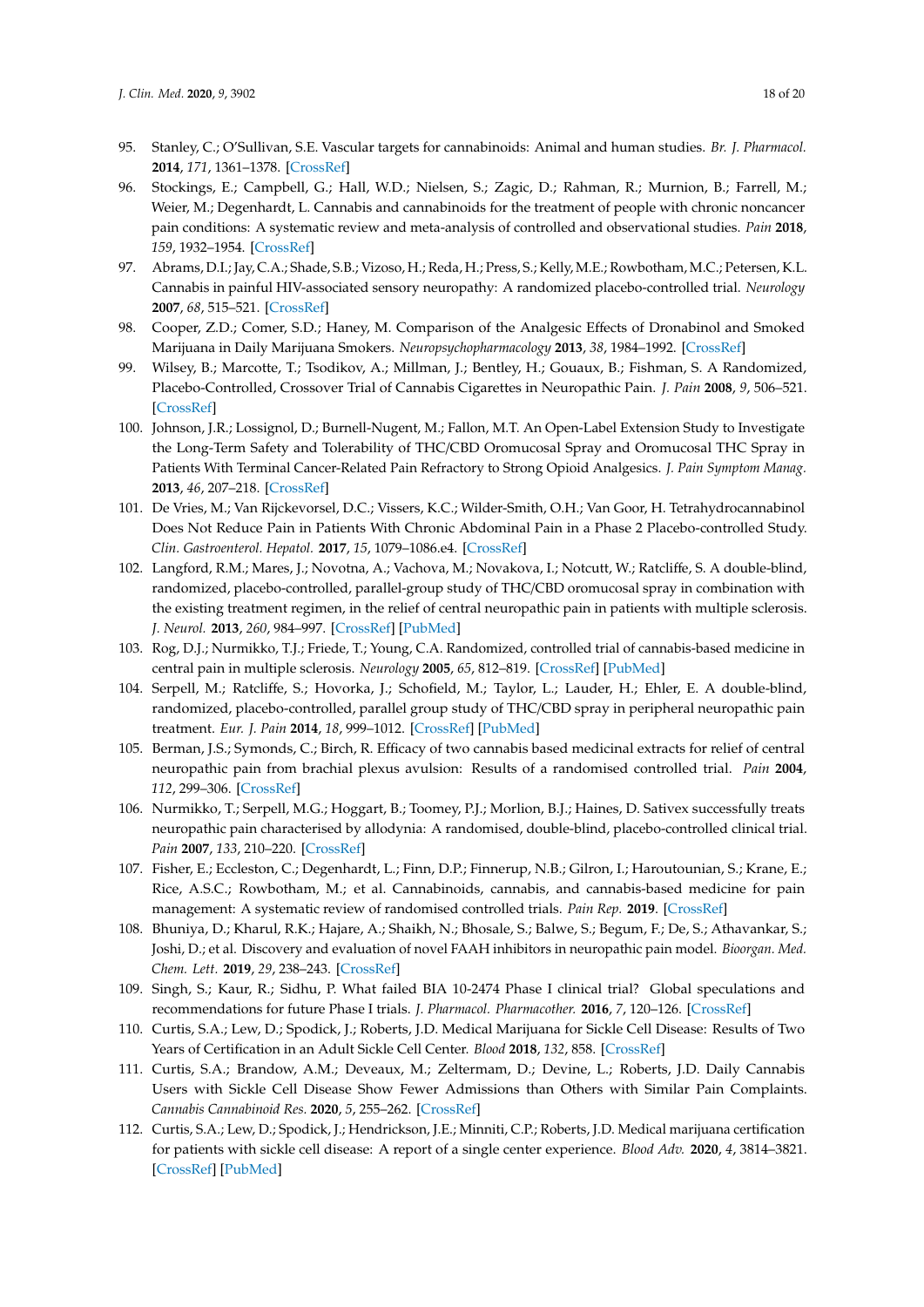95. Stanley, C.; O'Sullivan, S.E. Vascular targets for cannabinoids: Animal and human studies. *Br. J. Pharmacol.* **2014**, *171*, 1361–1378. [CrossRef]
96. Stockings, E.; Campbell, G.; Hall, W.D.; Nielsen, S.; Zagic, D.; Rahman, R.; Murnion, B.; Farrell, M.; Weier, M.; Degenhardt, L. Cannabis and cannabinoids for the treatment of people with chronic noncancer pain conditions: A systematic review and meta-analysis of controlled and observational studies. *Pain* **2018**, *159*, 1932–1954. [CrossRef]
97. Abrams, D.I.; Jay, C.A.; Shade, S.B.; Vizoso, H.; Reda, H.; Press, S.; Kelly, M.E.; Rowbotham, M.C.; Petersen, K.L. Cannabis in painful HIV-associated sensory neuropathy: A randomized placebo-controlled trial. *Neurology* **2007**, *68*, 515–521. [CrossRef]
98. Cooper, Z.D.; Comer, S.D.; Haney, M. Comparison of the Analgesic Effects of Dronabinol and Smoked Marijuana in Daily Marijuana Smokers. *Neuropsychopharmacology* **2013**, *38*, 1984–1992. [CrossRef]
99. Wilsey, B.; Marcotte, T.; Tsodikov, A.; Millman, J.; Bentley, H.; Gouaux, B.; Fishman, S. A Randomized, Placebo-Controlled, Crossover Trial of Cannabis Cigarettes in Neuropathic Pain. *J. Pain* **2008**, *9*, 506–521. [CrossRef]
100. Johnson, J.R.; Lossignol, D.; Burnell-Nugent, M.; Fallon, M.T. An Open-Label Extension Study to Investigate the Long-Term Safety and Tolerability of THC/CBD Oromucosal Spray and Oromucosal THC Spray in Patients With Terminal Cancer-Related Pain Refractory to Strong Opioid Analgesics. *J. Pain Symptom Manag.* **2013**, *46*, 207–218. [CrossRef]
101. De Vries, M.; Van Rijckevorsel, D.C.; Vissers, K.C.; Wilder-Smith, O.H.; Van Goor, H. Tetrahydrocannabinol Does Not Reduce Pain in Patients With Chronic Abdominal Pain in a Phase 2 Placebo-controlled Study. *Clin. Gastroenterol. Hepatol.* **2017**, *15*, 1079–1086.e4. [CrossRef]
102. Langford, R.M.; Mares, J.; Novotna, A.; Vachova, M.; Novakova, I.; Notcutt, W.; Ratcliffe, S. A double-blind, randomized, placebo-controlled, parallel-group study of THC/CBD oromucosal spray in combination with the existing treatment regimen, in the relief of central neuropathic pain in patients with multiple sclerosis. *J. Neurol.* **2013**, *260*, 984–997. [CrossRef] [PubMed]
103. Rog, D.J.; Nurmikko, T.J.; Friede, T.; Young, C.A. Randomized, controlled trial of cannabis-based medicine in central pain in multiple sclerosis. *Neurology* **2005**, *65*, 812–819. [CrossRef] [PubMed]
104. Serpell, M.; Ratcliffe, S.; Hovorka, J.; Schofield, M.; Taylor, L.; Lauder, H.; Ehler, E. A double-blind, randomized, placebo-controlled, parallel group study of THC/CBD spray in peripheral neuropathic pain treatment. *Eur. J. Pain* **2014**, *18*, 999–1012. [CrossRef] [PubMed]
105. Berman, J.S.; Symonds, C.; Birch, R. Efficacy of two cannabis based medicinal extracts for relief of central neuropathic pain from brachial plexus avulsion: Results of a randomised controlled trial. *Pain* **2004**, *112*, 299–306. [CrossRef]
106. Nurmikko, T.; Serpell, M.G.; Hoggart, B.; Toomey, P.J.; Morlion, B.J.; Haines, D. Sativex successfully treats neuropathic pain characterised by allodynia: A randomised, double-blind, placebo-controlled clinical trial. *Pain* **2007**, *133*, 210–220. [CrossRef]
107. Fisher, E.; Eccleston, C.; Degenhardt, L.; Finn, D.P.; Finnerup, N.B.; Gilron, I.; Haroutounian, S.; Krane, E.; Rice, A.S.C.; Rowbotham, M.; et al. Cannabinoids, cannabis, and cannabis-based medicine for pain management: A systematic review of randomised controlled trials. *Pain Rep.* **2019**. [CrossRef]
108. Bhuniya, D.; Kharul, R.K.; Hajare, A.; Shaikh, N.; Bhosale, S.; Balwe, S.; Begum, F.; De, S.; Athavankar, S.; Joshi, D.; et al. Discovery and evaluation of novel FAAH inhibitors in neuropathic pain model. *Bioorgan. Med. Chem. Lett.* **2019**, *29*, 238–243. [CrossRef]
109. Singh, S.; Kaur, R.; Sidhu, P. What failed BIA 10-2474 Phase I clinical trial? Global speculations and recommendations for future Phase I trials. *J. Pharmacol. Pharmacother.* **2016**, *7*, 120–126. [CrossRef]
110. Curtis, S.A.; Lew, D.; Spodick, J.; Roberts, J.D. Medical Marijuana for Sickle Cell Disease: Results of Two Years of Certification in an Adult Sickle Cell Center. *Blood* **2018**, *132*, 858. [CrossRef]
111. Curtis, S.A.; Brandow, A.M.; Deveaux, M.; Zeltermam, D.; Devine, L.; Roberts, J.D. Daily Cannabis Users with Sickle Cell Disease Show Fewer Admissions than Others with Similar Pain Complaints. *Cannabis Cannabinoid Res.* **2020**, *5*, 255–262. [CrossRef]
112. Curtis, S.A.; Lew, D.; Spodick, J.; Hendrickson, J.E.; Minniti, C.P.; Roberts, J.D. Medical marijuana certification for patients with sickle cell disease: A report of a single center experience. *Blood Adv.* **2020**, *4*, 3814–3821. [CrossRef] [PubMed]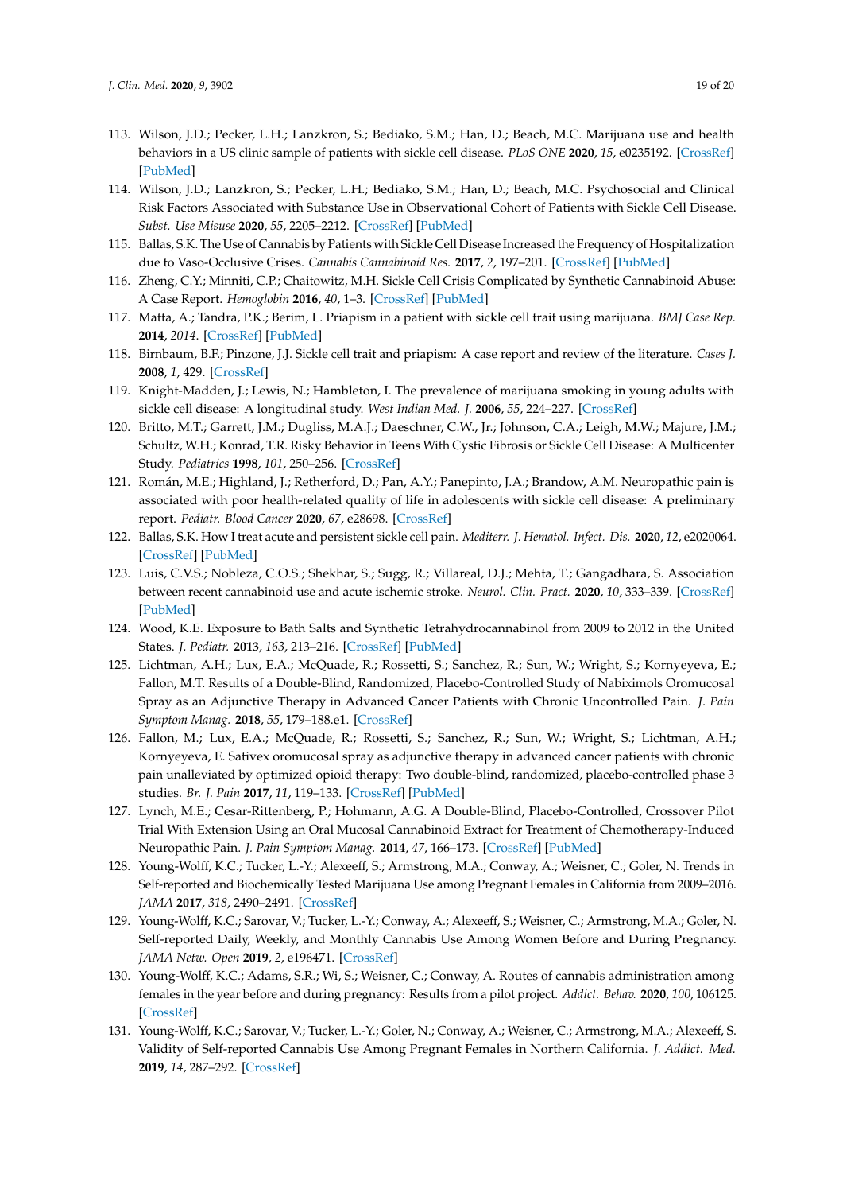113. Wilson, J.D.; Pecker, L.H.; Lanzkron, S.; Bediako, S.M.; Han, D.; Beach, M.C. Marijuana use and health behaviors in a US clinic sample of patients with sickle cell disease. *PLoS ONE* **2020**, *15*, e0235192. [CrossRef] [PubMed]
114. Wilson, J.D.; Lanzkron, S.; Pecker, L.H.; Bediako, S.M.; Han, D.; Beach, M.C. Psychosocial and Clinical Risk Factors Associated with Substance Use in Observational Cohort of Patients with Sickle Cell Disease. *Subst. Use Misuse* **2020**, *55*, 2205–2212. [CrossRef] [PubMed]
115. Ballas, S.K. The Use of Cannabis by Patients with Sickle Cell Disease Increased the Frequency of Hospitalization due to Vaso-Occlusive Crises. *Cannabis Cannabinoid Res.* **2017**, *2*, 197–201. [CrossRef] [PubMed]
116. Zheng, C.Y.; Minniti, C.P.; Chaitowitz, M.H. Sickle Cell Crisis Complicated by Synthetic Cannabinoid Abuse: A Case Report. *Hemoglobin* **2016**, *40*, 1–3. [CrossRef] [PubMed]
117. Matta, A.; Tandra, P.K.; Berim, L. Priapism in a patient with sickle cell trait using marijuana. *BMJ Case Rep.* **2014**, *2014*. [CrossRef] [PubMed]
118. Birnbaum, B.F.; Pinzone, J.J. Sickle cell trait and priapism: A case report and review of the literature. *Cases J.* **2008**, *1*, 429. [CrossRef]
119. Knight-Madden, J.; Lewis, N.; Hambleton, I. The prevalence of marijuana smoking in young adults with sickle cell disease: A longitudinal study. *West Indian Med. J.* **2006**, *55*, 224–227. [CrossRef]
120. Britto, M.T.; Garrett, J.M.; Dugliss, M.A.J.; Daeschner, C.W., Jr.; Johnson, C.A.; Leigh, M.W.; Majure, J.M.; Schultz, W.H.; Konrad, T.R. Risky Behavior in Teens With Cystic Fibrosis or Sickle Cell Disease: A Multicenter Study. *Pediatrics* **1998**, *101*, 250–256. [CrossRef]
121. Román, M.E.; Highland, J.; Retherford, D.; Pan, A.Y.; Panepinto, J.A.; Brandow, A.M. Neuropathic pain is associated with poor health-related quality of life in adolescents with sickle cell disease: A preliminary report. *Pediatr. Blood Cancer* **2020**, *67*, e28698. [CrossRef]
122. Ballas, S.K. How I treat acute and persistent sickle cell pain. *Mediterr. J. Hematol. Infect. Dis.* **2020**, *12*, e2020064. [CrossRef] [PubMed]
123. Luis, C.V.S.; Nobleza, C.O.S.; Shekhar, S.; Sugg, R.; Villareal, D.J.; Mehta, T.; Gangadhara, S. Association between recent cannabinoid use and acute ischemic stroke. *Neurol. Clin. Pract.* **2020**, *10*, 333–339. [CrossRef] [PubMed]
124. Wood, K.E. Exposure to Bath Salts and Synthetic Tetrahydrocannabinol from 2009 to 2012 in the United States. *J. Pediatr.* **2013**, *163*, 213–216. [CrossRef] [PubMed]
125. Lichtman, A.H.; Lux, E.A.; McQuade, R.; Rossetti, S.; Sanchez, R.; Sun, W.; Wright, S.; Kornyeyeva, E.; Fallon, M.T. Results of a Double-Blind, Randomized, Placebo-Controlled Study of Nabiximols Oromucosal Spray as an Adjunctive Therapy in Advanced Cancer Patients with Chronic Uncontrolled Pain. *J. Pain Symptom Manag.* **2018**, *55*, 179–188.e1. [CrossRef]
126. Fallon, M.; Lux, E.A.; McQuade, R.; Rossetti, S.; Sanchez, R.; Sun, W.; Wright, S.; Lichtman, A.H.; Kornyeyeva, E. Sativex oromucosal spray as adjunctive therapy in advanced cancer patients with chronic pain unalleviated by optimized opioid therapy: Two double-blind, randomized, placebo-controlled phase 3 studies. *Br. J. Pain* **2017**, *11*, 119–133. [CrossRef] [PubMed]
127. Lynch, M.E.; Cesar-Rittenberg, P.; Hohmann, A.G. A Double-Blind, Placebo-Controlled, Crossover Pilot Trial With Extension Using an Oral Mucosal Cannabinoid Extract for Treatment of Chemotherapy-Induced Neuropathic Pain. *J. Pain Symptom Manag.* **2014**, *47*, 166–173. [CrossRef] [PubMed]
128. Young-Wolff, K.C.; Tucker, L.-Y.; Alexeeff, S.; Armstrong, M.A.; Conway, A.; Weisner, C.; Goler, N. Trends in Self-reported and Biochemically Tested Marijuana Use among Pregnant Females in California from 2009–2016. *JAMA* **2017**, *318*, 2490–2491. [CrossRef]
129. Young-Wolff, K.C.; Sarovar, V.; Tucker, L.-Y.; Conway, A.; Alexeeff, S.; Weisner, C.; Armstrong, M.A.; Goler, N. Self-reported Daily, Weekly, and Monthly Cannabis Use Among Women Before and During Pregnancy. *JAMA Netw. Open* **2019**, *2*, e196471. [CrossRef]
130. Young-Wolff, K.C.; Adams, S.R.; Wi, S.; Weisner, C.; Conway, A. Routes of cannabis administration among females in the year before and during pregnancy: Results from a pilot project. *Addict. Behav.* **2020**, *100*, 106125. [CrossRef]
131. Young-Wolff, K.C.; Sarovar, V.; Tucker, L.-Y.; Goler, N.; Conway, A.; Weisner, C.; Armstrong, M.A.; Alexeeff, S. Validity of Self-reported Cannabis Use Among Pregnant Females in Northern California. *J. Addict. Med.* **2019**, *14*, 287–292. [CrossRef]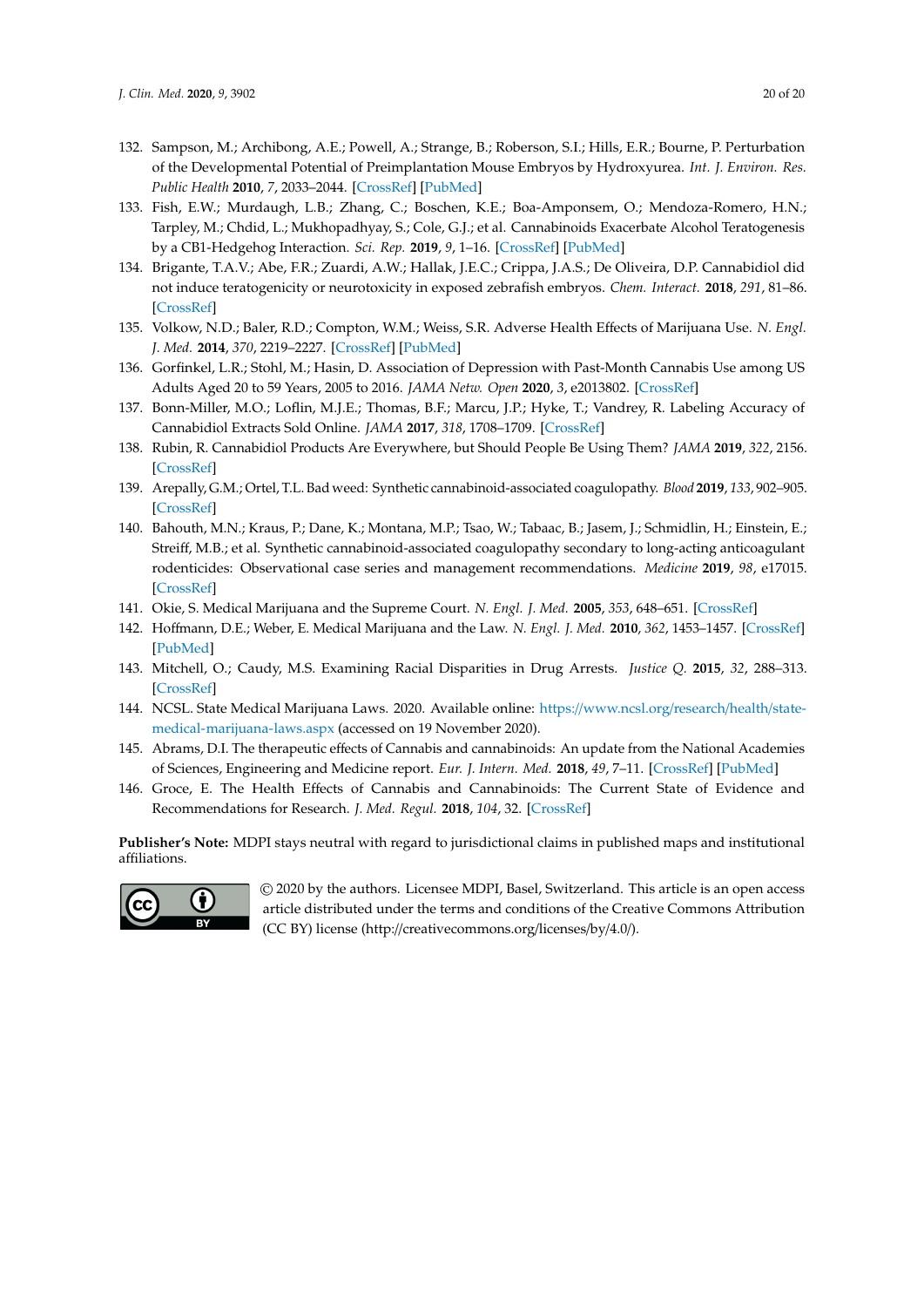132. Sampson, M.; Archibong, A.E.; Powell, A.; Strange, B.; Roberson, S.I.; Hills, E.R.; Bourne, P. Perturbation of the Developmental Potential of Preimplantation Mouse Embryos by Hydroxyurea. *Int. J. Environ. Res. Public Health* **2010**, *7*, 2033–2044. [CrossRef] [PubMed]
133. Fish, E.W.; Murdaugh, L.B.; Zhang, C.; Boschen, K.E.; Boa-Amponsem, O.; Mendoza-Romero, H.N.; Tarpley, M.; Chdid, L.; Mukhopadhyay, S.; Cole, G.J.; et al. Cannabinoids Exacerbate Alcohol Teratogenesis by a CB1-Hedgehog Interaction. *Sci. Rep.* **2019**, *9*, 1–16. [CrossRef] [PubMed]
134. Brigante, T.A.V.; Abe, F.R.; Zuardi, A.W.; Hallak, J.E.C.; Crippa, J.A.S.; De Oliveira, D.P. Cannabidiol did not induce teratogenicity or neurotoxicity in exposed zebrafish embryos. *Chem. Interact.* **2018**, *291*, 81–86. [CrossRef]
135. Volkow, N.D.; Baler, R.D.; Compton, W.M.; Weiss, S.R. Adverse Health Effects of Marijuana Use. *N. Engl. J. Med.* **2014**, *370*, 2219–2227. [CrossRef] [PubMed]
136. Gorfinkel, L.R.; Stohl, M.; Hasin, D. Association of Depression with Past-Month Cannabis Use among US Adults Aged 20 to 59 Years, 2005 to 2016. *JAMA Netw. Open* **2020**, *3*, e2013802. [CrossRef]
137. Bonn-Miller, M.O.; Loflin, M.J.E.; Thomas, B.F.; Marcu, J.P.; Hyke, T.; Vandrey, R. Labeling Accuracy of Cannabidiol Extracts Sold Online. *JAMA* **2017**, *318*, 1708–1709. [CrossRef]
138. Rubin, R. Cannabidiol Products Are Everywhere, but Should People Be Using Them? *JAMA* **2019**, *322*, 2156. [CrossRef]
139. Arepally, G.M.; Ortel, T.L. Bad weed: Synthetic cannabinoid-associated coagulopathy. *Blood* **2019**, *133*, 902–905. [CrossRef]
140. Bahouth, M.N.; Kraus, P.; Dane, K.; Montana, M.P.; Tsao, W.; Tabaac, B.; Jasem, J.; Schmidlin, H.; Einstein, E.; Streiff, M.B.; et al. Synthetic cannabinoid-associated coagulopathy secondary to long-acting anticoagulant rodenticides: Observational case series and management recommendations. *Medicine* **2019**, *98*, e17015. [CrossRef]
141. Okie, S. Medical Marijuana and the Supreme Court. *N. Engl. J. Med.* **2005**, *353*, 648–651. [CrossRef]
142. Hoffmann, D.E.; Weber, E. Medical Marijuana and the Law. *N. Engl. J. Med.* **2010**, *362*, 1453–1457. [CrossRef] [PubMed]
143. Mitchell, O.; Caudy, M.S. Examining Racial Disparities in Drug Arrests. *Justice Q.* **2015**, *32*, 288–313. [CrossRef]
144. NCSL. State Medical Marijuana Laws. 2020. Available online: https://www.ncsl.org/research/health/state-medical-marijuana-laws.aspx (accessed on 19 November 2020).
145. Abrams, D.I. The therapeutic effects of Cannabis and cannabinoids: An update from the National Academies of Sciences, Engineering and Medicine report. *Eur. J. Intern. Med.* **2018**, *49*, 7–11. [CrossRef] [PubMed]
146. Groce, E. The Health Effects of Cannabis and Cannabinoids: The Current State of Evidence and Recommendations for Research. *J. Med. Regul.* **2018**, *104*, 32. [CrossRef]

**Publisher's Note:** MDPI stays neutral with regard to jurisdictional claims in published maps and institutional affiliations.

© 2020 by the authors. Licensee MDPI, Basel, Switzerland. This article is an open access article distributed under the terms and conditions of the Creative Commons Attribution (CC BY) license (http://creativecommons.org/licenses/by/4.0/).